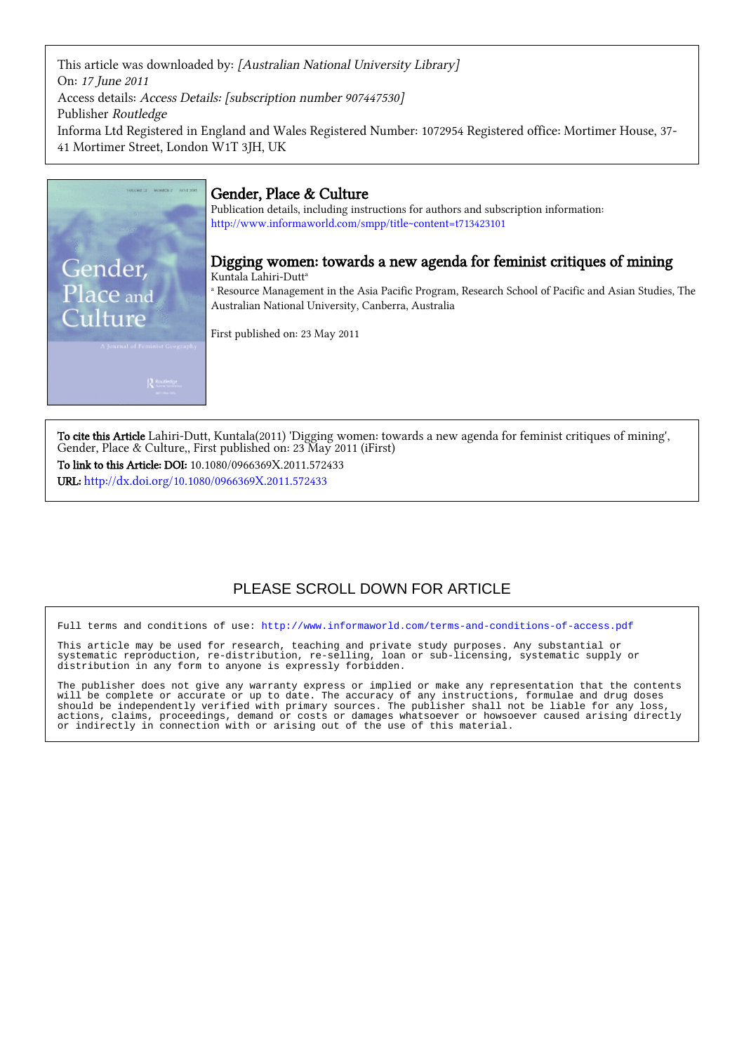This article was downloaded by: *[Australian National University Library]*
On: *17 June 2011*
Access details: *Access Details: [subscription number 907447530]*
Publisher *Routledge*
Informa Ltd Registered in England and Wales Registered Number: 1072954 Registered office: Mortimer House, 37-41 Mortimer Street, London W1T 3JH, UK

## Gender, Place & Culture

Publication details, including instructions for authors and subscription information:
http://www.informaworld.com/smpp/title~content=t713423101

## Digging women: towards a new agenda for feminist critiques of mining

Kuntala Lahiri-Dutt[a]

[a] Resource Management in the Asia Pacific Program, Research School of Pacific and Asian Studies, The Australian National University, Canberra, Australia

First published on: 23 May 2011

**To cite this Article** Lahiri-Dutt, Kuntala(2011) 'Digging women: towards a new agenda for feminist critiques of mining', Gender, Place & Culture,, First published on: 23 May 2011 (iFirst)

**To link to this Article: DOI:** 10.1080/0966369X.2011.572433

**URL:** http://dx.doi.org/10.1080/0966369X.2011.572433

PLEASE SCROLL DOWN FOR ARTICLE

Full terms and conditions of use: http://www.informaworld.com/terms-and-conditions-of-access.pdf

This article may be used for research, teaching and private study purposes. Any substantial or systematic reproduction, re-distribution, re-selling, loan or sub-licensing, systematic supply or distribution in any form to anyone is expressly forbidden.

The publisher does not give any warranty express or implied or make any representation that the contents will be complete or accurate or up to date. The accuracy of any instructions, formulae and drug doses should be independently verified with primary sources. The publisher shall not be liable for any loss, actions, claims, proceedings, demand or costs or damages whatsoever or howsoever caused arising directly or indirectly in connection with or arising out of the use of this material.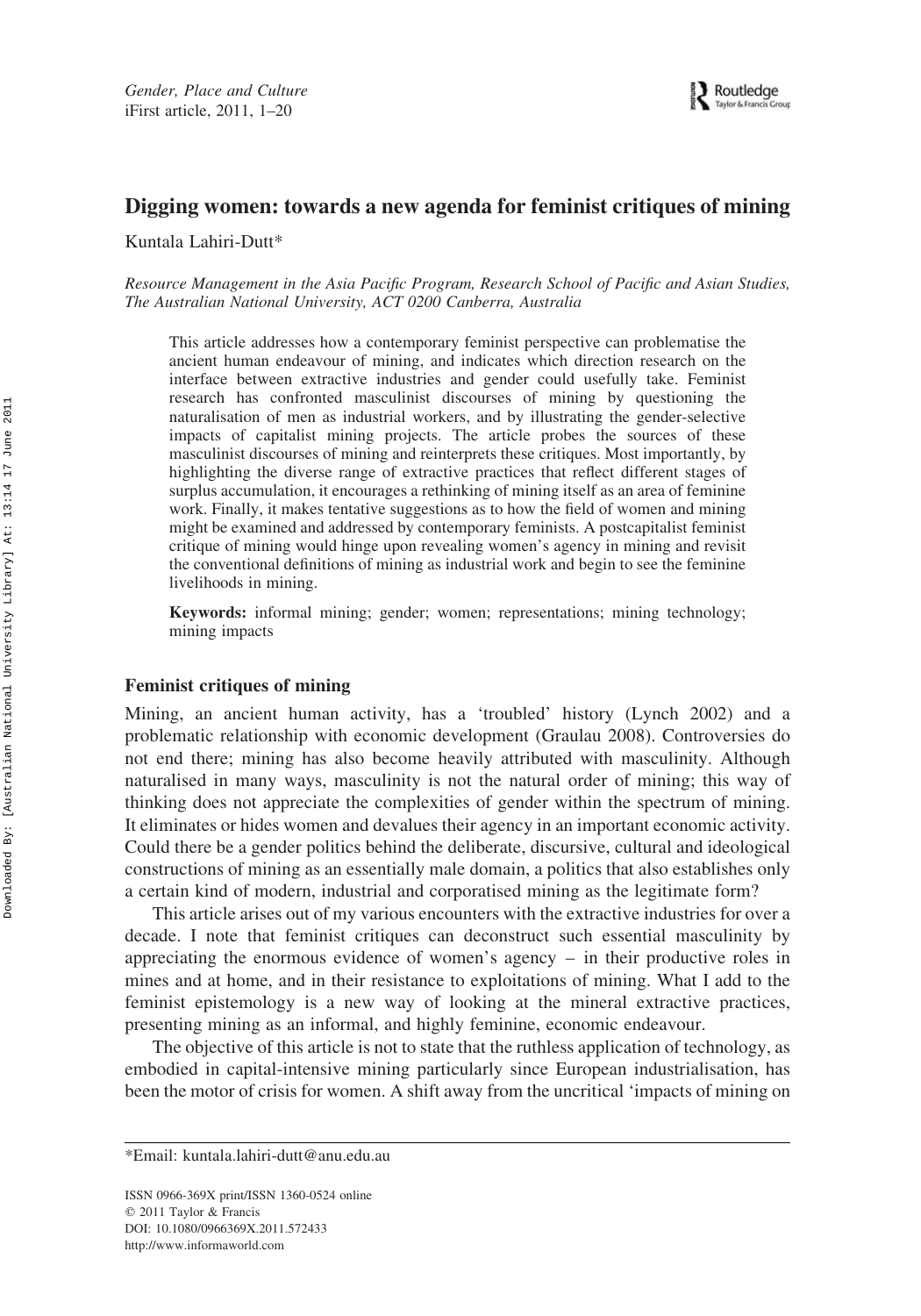# Digging women: towards a new agenda for feminist critiques of mining

Kuntala Lahiri-Dutt*

*Resource Management in the Asia Pacific Program, Research School of Pacific and Asian Studies, The Australian National University, ACT 0200 Canberra, Australia*

This article addresses how a contemporary feminist perspective can problematise the ancient human endeavour of mining, and indicates which direction research on the interface between extractive industries and gender could usefully take. Feminist research has confronted masculinist discourses of mining by questioning the naturalisation of men as industrial workers, and by illustrating the gender-selective impacts of capitalist mining projects. The article probes the sources of these masculinist discourses of mining and reinterprets these critiques. Most importantly, by highlighting the diverse range of extractive practices that reflect different stages of surplus accumulation, it encourages a rethinking of mining itself as an area of feminine work. Finally, it makes tentative suggestions as to how the field of women and mining might be examined and addressed by contemporary feminists. A postcapitalist feminist critique of mining would hinge upon revealing women's agency in mining and revisit the conventional definitions of mining as industrial work and begin to see the feminine livelihoods in mining.

**Keywords:** informal mining; gender; women; representations; mining technology; mining impacts

## Feminist critiques of mining

Mining, an ancient human activity, has a 'troubled' history (Lynch 2002) and a problematic relationship with economic development (Graulau 2008). Controversies do not end there; mining has also become heavily attributed with masculinity. Although naturalised in many ways, masculinity is not the natural order of mining; this way of thinking does not appreciate the complexities of gender within the spectrum of mining. It eliminates or hides women and devalues their agency in an important economic activity. Could there be a gender politics behind the deliberate, discursive, cultural and ideological constructions of mining as an essentially male domain, a politics that also establishes only a certain kind of modern, industrial and corporatised mining as the legitimate form?

This article arises out of my various encounters with the extractive industries for over a decade. I note that feminist critiques can deconstruct such essential masculinity by appreciating the enormous evidence of women's agency – in their productive roles in mines and at home, and in their resistance to exploitations of mining. What I add to the feminist epistemology is a new way of looking at the mineral extractive practices, presenting mining as an informal, and highly feminine, economic endeavour.

The objective of this article is not to state that the ruthless application of technology, as embodied in capital-intensive mining particularly since European industrialisation, has been the motor of crisis for women. A shift away from the uncritical 'impacts of mining on

*Email: kuntala.lahiri-dutt@anu.edu.au

ISSN 0966-369X print/ISSN 1360-0524 online
© 2011 Taylor & Francis
DOI: 10.1080/0966369X.2011.572433
http://www.informaworld.com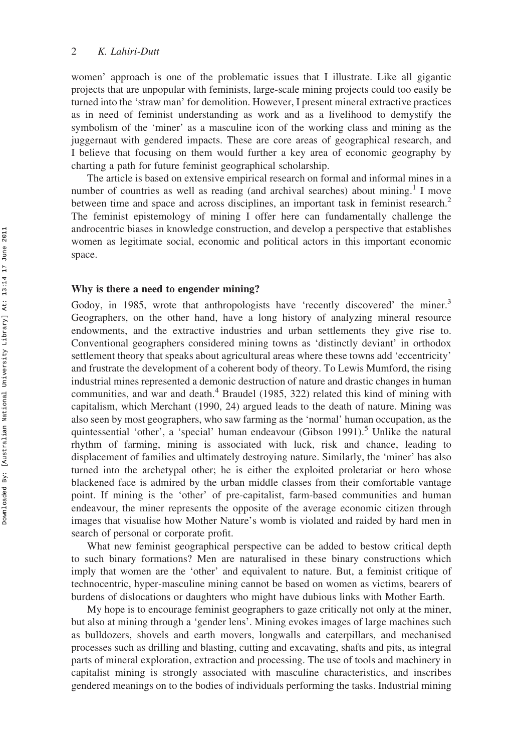women' approach is one of the problematic issues that I illustrate. Like all gigantic projects that are unpopular with feminists, large-scale mining projects could too easily be turned into the 'straw man' for demolition. However, I present mineral extractive practices as in need of feminist understanding as work and as a livelihood to demystify the symbolism of the 'miner' as a masculine icon of the working class and mining as the juggernaut with gendered impacts. These are core areas of geographical research, and I believe that focusing on them would further a key area of economic geography by charting a path for future feminist geographical scholarship.

The article is based on extensive empirical research on formal and informal mines in a number of countries as well as reading (and archival searches) about mining.[1] I move between time and space and across disciplines, an important task in feminist research.[2] The feminist epistemology of mining I offer here can fundamentally challenge the androcentric biases in knowledge construction, and develop a perspective that establishes women as legitimate social, economic and political actors in this important economic space.

## Why is there a need to engender mining?

Godoy, in 1985, wrote that anthropologists have 'recently discovered' the miner.[3] Geographers, on the other hand, have a long history of analyzing mineral resource endowments, and the extractive industries and urban settlements they give rise to. Conventional geographers considered mining towns as 'distinctly deviant' in orthodox settlement theory that speaks about agricultural areas where these towns add 'eccentricity' and frustrate the development of a coherent body of theory. To Lewis Mumford, the rising industrial mines represented a demonic destruction of nature and drastic changes in human communities, and war and death.[4] Braudel (1985, 322) related this kind of mining with capitalism, which Merchant (1990, 24) argued leads to the death of nature. Mining was also seen by most geographers, who saw farming as the 'normal' human occupation, as the quintessential 'other', a 'special' human endeavour (Gibson 1991).[5] Unlike the natural rhythm of farming, mining is associated with luck, risk and chance, leading to displacement of families and ultimately destroying nature. Similarly, the 'miner' has also turned into the archetypal other; he is either the exploited proletariat or hero whose blackened face is admired by the urban middle classes from their comfortable vantage point. If mining is the 'other' of pre-capitalist, farm-based communities and human endeavour, the miner represents the opposite of the average economic citizen through images that visualise how Mother Nature's womb is violated and raided by hard men in search of personal or corporate profit.

What new feminist geographical perspective can be added to bestow critical depth to such binary formations? Men are naturalised in these binary constructions which imply that women are the 'other' and equivalent to nature. But, a feminist critique of technocentric, hyper-masculine mining cannot be based on women as victims, bearers of burdens of dislocations or daughters who might have dubious links with Mother Earth.

My hope is to encourage feminist geographers to gaze critically not only at the miner, but also at mining through a 'gender lens'. Mining evokes images of large machines such as bulldozers, shovels and earth movers, longwalls and caterpillars, and mechanised processes such as drilling and blasting, cutting and excavating, shafts and pits, as integral parts of mineral exploration, extraction and processing. The use of tools and machinery in capitalist mining is strongly associated with masculine characteristics, and inscribes gendered meanings on to the bodies of individuals performing the tasks. Industrial mining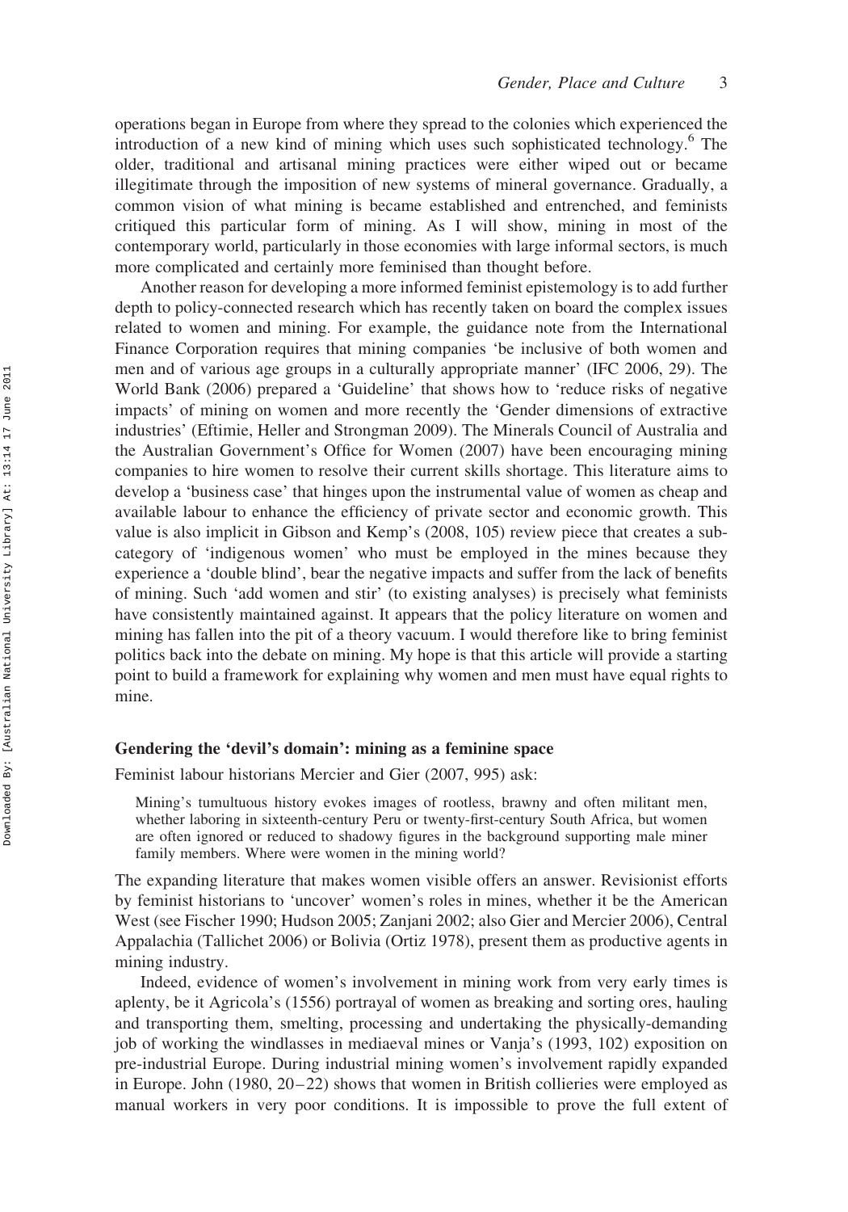operations began in Europe from where they spread to the colonies which experienced the introduction of a new kind of mining which uses such sophisticated technology.[6] The older, traditional and artisanal mining practices were either wiped out or became illegitimate through the imposition of new systems of mineral governance. Gradually, a common vision of what mining is became established and entrenched, and feminists critiqued this particular form of mining. As I will show, mining in most of the contemporary world, particularly in those economies with large informal sectors, is much more complicated and certainly more feminised than thought before.

Another reason for developing a more informed feminist epistemology is to add further depth to policy-connected research which has recently taken on board the complex issues related to women and mining. For example, the guidance note from the International Finance Corporation requires that mining companies 'be inclusive of both women and men and of various age groups in a culturally appropriate manner' (IFC 2006, 29). The World Bank (2006) prepared a 'Guideline' that shows how to 'reduce risks of negative impacts' of mining on women and more recently the 'Gender dimensions of extractive industries' (Eftimie, Heller and Strongman 2009). The Minerals Council of Australia and the Australian Government's Office for Women (2007) have been encouraging mining companies to hire women to resolve their current skills shortage. This literature aims to develop a 'business case' that hinges upon the instrumental value of women as cheap and available labour to enhance the efficiency of private sector and economic growth. This value is also implicit in Gibson and Kemp's (2008, 105) review piece that creates a sub-category of 'indigenous women' who must be employed in the mines because they experience a 'double blind', bear the negative impacts and suffer from the lack of benefits of mining. Such 'add women and stir' (to existing analyses) is precisely what feminists have consistently maintained against. It appears that the policy literature on women and mining has fallen into the pit of a theory vacuum. I would therefore like to bring feminist politics back into the debate on mining. My hope is that this article will provide a starting point to build a framework for explaining why women and men must have equal rights to mine.

## Gendering the 'devil's domain': mining as a feminine space

Feminist labour historians Mercier and Gier (2007, 995) ask:

> Mining's tumultuous history evokes images of rootless, brawny and often militant men, whether laboring in sixteenth-century Peru or twenty-first-century South Africa, but women are often ignored or reduced to shadowy figures in the background supporting male miner family members. Where were women in the mining world?

The expanding literature that makes women visible offers an answer. Revisionist efforts by feminist historians to 'uncover' women's roles in mines, whether it be the American West (see Fischer 1990; Hudson 2005; Zanjani 2002; also Gier and Mercier 2006), Central Appalachia (Tallichet 2006) or Bolivia (Ortiz 1978), present them as productive agents in mining industry.

Indeed, evidence of women's involvement in mining work from very early times is aplenty, be it Agricola's (1556) portrayal of women as breaking and sorting ores, hauling and transporting them, smelting, processing and undertaking the physically-demanding job of working the windlasses in mediaeval mines or Vanja's (1993, 102) exposition on pre-industrial Europe. During industrial mining women's involvement rapidly expanded in Europe. John (1980, 20–22) shows that women in British collieries were employed as manual workers in very poor conditions. It is impossible to prove the full extent of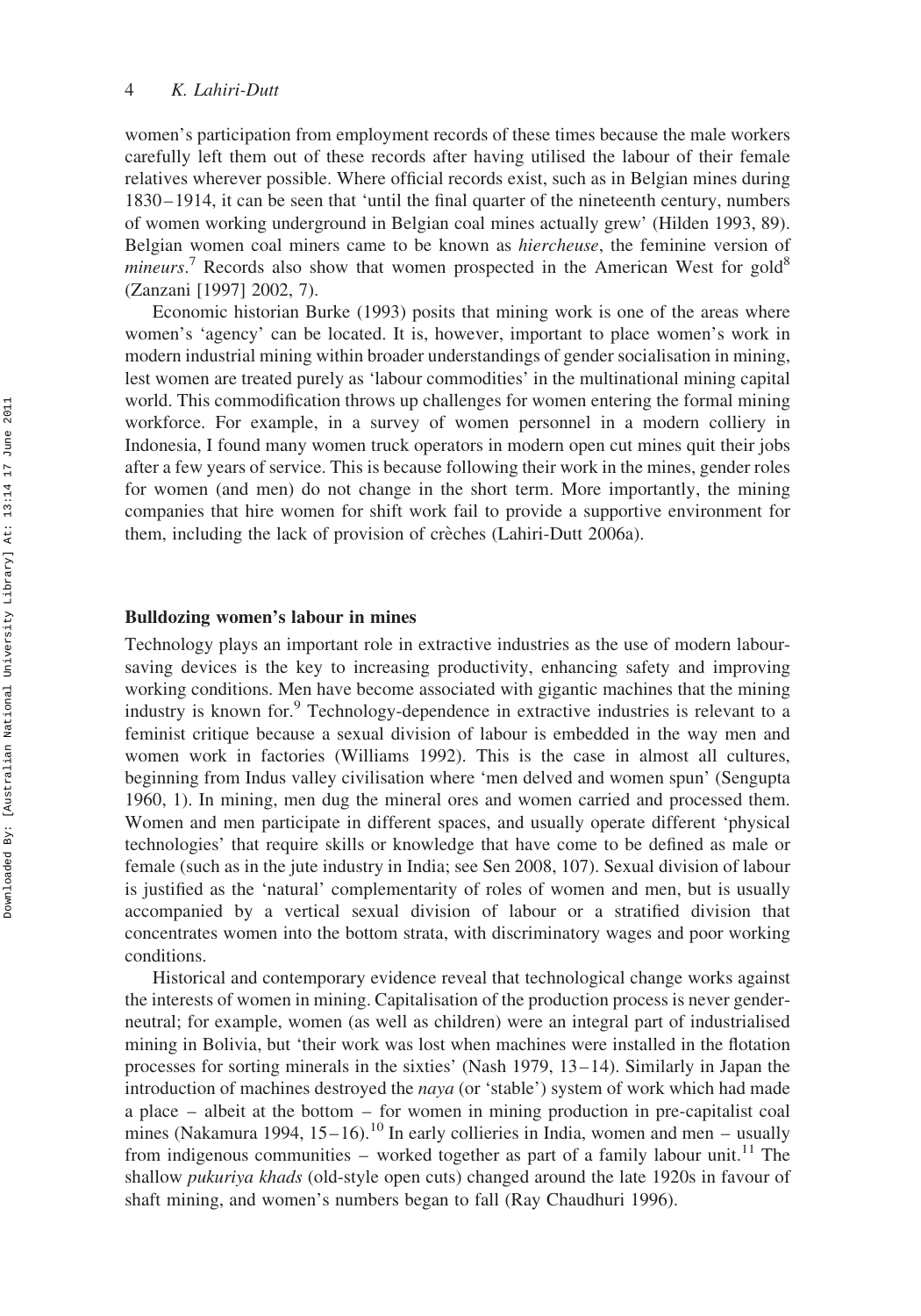women's participation from employment records of these times because the male workers carefully left them out of these records after having utilised the labour of their female relatives wherever possible. Where official records exist, such as in Belgian mines during 1830–1914, it can be seen that 'until the final quarter of the nineteenth century, numbers of women working underground in Belgian coal mines actually grew' (Hilden 1993, 89). Belgian women coal miners came to be known as *hiercheuse*, the feminine version of *mineurs*.[7] Records also show that women prospected in the American West for gold[8] (Zanzani [1997] 2002, 7).

Economic historian Burke (1993) posits that mining work is one of the areas where women's 'agency' can be located. It is, however, important to place women's work in modern industrial mining within broader understandings of gender socialisation in mining, lest women are treated purely as 'labour commodities' in the multinational mining capital world. This commodification throws up challenges for women entering the formal mining workforce. For example, in a survey of women personnel in a modern colliery in Indonesia, I found many women truck operators in modern open cut mines quit their jobs after a few years of service. This is because following their work in the mines, gender roles for women (and men) do not change in the short term. More importantly, the mining companies that hire women for shift work fail to provide a supportive environment for them, including the lack of provision of crèches (Lahiri-Dutt 2006a).

## Bulldozing women's labour in mines

Technology plays an important role in extractive industries as the use of modern labour-saving devices is the key to increasing productivity, enhancing safety and improving working conditions. Men have become associated with gigantic machines that the mining industry is known for.[9] Technology-dependence in extractive industries is relevant to a feminist critique because a sexual division of labour is embedded in the way men and women work in factories (Williams 1992). This is the case in almost all cultures, beginning from Indus valley civilisation where 'men delved and women spun' (Sengupta 1960, 1). In mining, men dug the mineral ores and women carried and processed them. Women and men participate in different spaces, and usually operate different 'physical technologies' that require skills or knowledge that have come to be defined as male or female (such as in the jute industry in India; see Sen 2008, 107). Sexual division of labour is justified as the 'natural' complementarity of roles of women and men, but is usually accompanied by a vertical sexual division of labour or a stratified division that concentrates women into the bottom strata, with discriminatory wages and poor working conditions.

Historical and contemporary evidence reveal that technological change works against the interests of women in mining. Capitalisation of the production process is never gender-neutral; for example, women (as well as children) were an integral part of industrialised mining in Bolivia, but 'their work was lost when machines were installed in the flotation processes for sorting minerals in the sixties' (Nash 1979, 13–14). Similarly in Japan the introduction of machines destroyed the *naya* (or 'stable') system of work which had made a place – albeit at the bottom – for women in mining production in pre-capitalist coal mines (Nakamura 1994, 15–16).[10] In early collieries in India, women and men – usually from indigenous communities – worked together as part of a family labour unit.[11] The shallow *pukuriya khads* (old-style open cuts) changed around the late 1920s in favour of shaft mining, and women's numbers began to fall (Ray Chaudhuri 1996).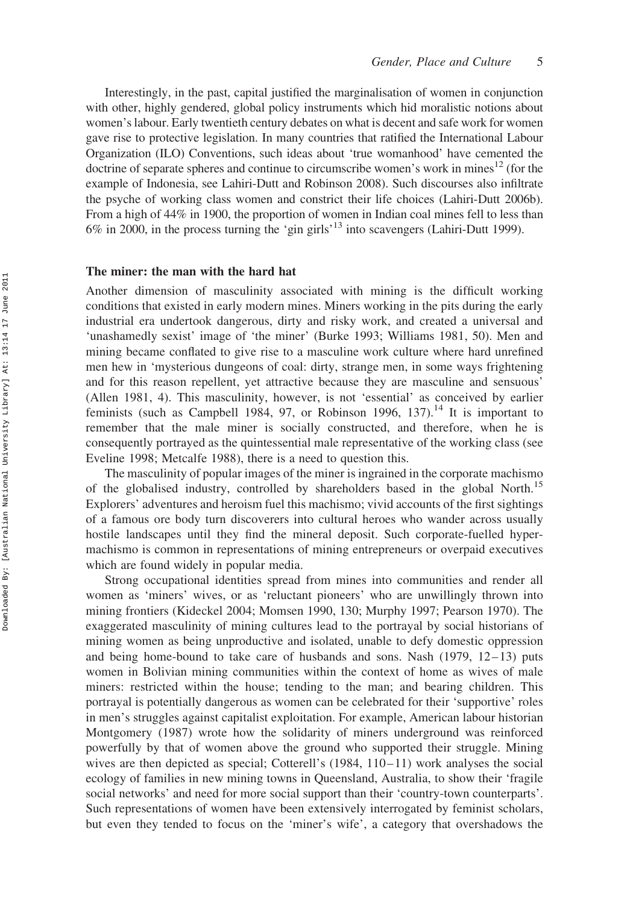Interestingly, in the past, capital justified the marginalisation of women in conjunction with other, highly gendered, global policy instruments which hid moralistic notions about women's labour. Early twentieth century debates on what is decent and safe work for women gave rise to protective legislation. In many countries that ratified the International Labour Organization (ILO) Conventions, such ideas about 'true womanhood' have cemented the doctrine of separate spheres and continue to circumscribe women's work in mines[12] (for the example of Indonesia, see Lahiri-Dutt and Robinson 2008). Such discourses also infiltrate the psyche of working class women and constrict their life choices (Lahiri-Dutt 2006b). From a high of 44% in 1900, the proportion of women in Indian coal mines fell to less than 6% in 2000, in the process turning the 'gin girls'[13] into scavengers (Lahiri-Dutt 1999).

### The miner: the man with the hard hat

Another dimension of masculinity associated with mining is the difficult working conditions that existed in early modern mines. Miners working in the pits during the early industrial era undertook dangerous, dirty and risky work, and created a universal and 'unashamedly sexist' image of 'the miner' (Burke 1993; Williams 1981, 50). Men and mining became conflated to give rise to a masculine work culture where hard unrefined men hew in 'mysterious dungeons of coal: dirty, strange men, in some ways frightening and for this reason repellent, yet attractive because they are masculine and sensuous' (Allen 1981, 4). This masculinity, however, is not 'essential' as conceived by earlier feminists (such as Campbell 1984, 97, or Robinson 1996, 137).[14] It is important to remember that the male miner is socially constructed, and therefore, when he is consequently portrayed as the quintessential male representative of the working class (see Eveline 1998; Metcalfe 1988), there is a need to question this.

The masculinity of popular images of the miner is ingrained in the corporate machismo of the globalised industry, controlled by shareholders based in the global North.[15] Explorers' adventures and heroism fuel this machismo; vivid accounts of the first sightings of a famous ore body turn discoverers into cultural heroes who wander across usually hostile landscapes until they find the mineral deposit. Such corporate-fuelled hyper-machismo is common in representations of mining entrepreneurs or overpaid executives which are found widely in popular media.

Strong occupational identities spread from mines into communities and render all women as 'miners' wives, or as 'reluctant pioneers' who are unwillingly thrown into mining frontiers (Kideckel 2004; Momsen 1990, 130; Murphy 1997; Pearson 1970). The exaggerated masculinity of mining cultures lead to the portrayal by social historians of mining women as being unproductive and isolated, unable to defy domestic oppression and being home-bound to take care of husbands and sons. Nash (1979, 12–13) puts women in Bolivian mining communities within the context of home as wives of male miners: restricted within the house; tending to the man; and bearing children. This portrayal is potentially dangerous as women can be celebrated for their 'supportive' roles in men's struggles against capitalist exploitation. For example, American labour historian Montgomery (1987) wrote how the solidarity of miners underground was reinforced powerfully by that of women above the ground who supported their struggle. Mining wives are then depicted as special; Cotterell's (1984, 110–11) work analyses the social ecology of families in new mining towns in Queensland, Australia, to show their 'fragile social networks' and need for more social support than their 'country-town counterparts'. Such representations of women have been extensively interrogated by feminist scholars, but even they tended to focus on the 'miner's wife', a category that overshadows the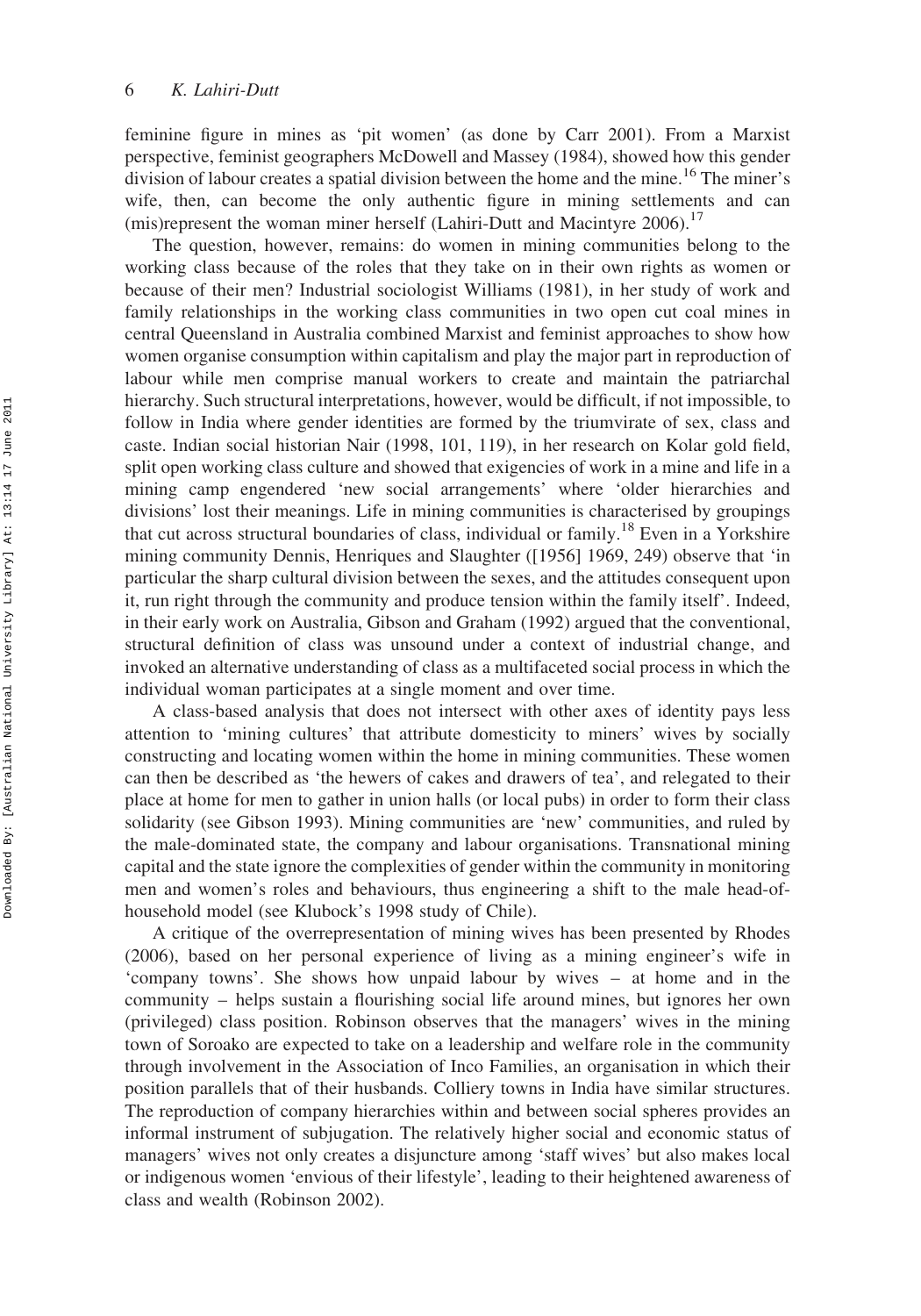feminine figure in mines as 'pit women' (as done by Carr 2001). From a Marxist perspective, feminist geographers McDowell and Massey (1984), showed how this gender division of labour creates a spatial division between the home and the mine.[16] The miner's wife, then, can become the only authentic figure in mining settlements and can (mis)represent the woman miner herself (Lahiri-Dutt and Macintyre 2006).[17]

The question, however, remains: do women in mining communities belong to the working class because of the roles that they take on in their own rights as women or because of their men? Industrial sociologist Williams (1981), in her study of work and family relationships in the working class communities in two open cut coal mines in central Queensland in Australia combined Marxist and feminist approaches to show how women organise consumption within capitalism and play the major part in reproduction of labour while men comprise manual workers to create and maintain the patriarchal hierarchy. Such structural interpretations, however, would be difficult, if not impossible, to follow in India where gender identities are formed by the triumvirate of sex, class and caste. Indian social historian Nair (1998, 101, 119), in her research on Kolar gold field, split open working class culture and showed that exigencies of work in a mine and life in a mining camp engendered 'new social arrangements' where 'older hierarchies and divisions' lost their meanings. Life in mining communities is characterised by groupings that cut across structural boundaries of class, individual or family.[18] Even in a Yorkshire mining community Dennis, Henriques and Slaughter ([1956] 1969, 249) observe that 'in particular the sharp cultural division between the sexes, and the attitudes consequent upon it, run right through the community and produce tension within the family itself'. Indeed, in their early work on Australia, Gibson and Graham (1992) argued that the conventional, structural definition of class was unsound under a context of industrial change, and invoked an alternative understanding of class as a multifaceted social process in which the individual woman participates at a single moment and over time.

A class-based analysis that does not intersect with other axes of identity pays less attention to 'mining cultures' that attribute domesticity to miners' wives by socially constructing and locating women within the home in mining communities. These women can then be described as 'the hewers of cakes and drawers of tea', and relegated to their place at home for men to gather in union halls (or local pubs) in order to form their class solidarity (see Gibson 1993). Mining communities are 'new' communities, and ruled by the male-dominated state, the company and labour organisations. Transnational mining capital and the state ignore the complexities of gender within the community in monitoring men and women's roles and behaviours, thus engineering a shift to the male head-of-household model (see Klubock's 1998 study of Chile).

A critique of the overrepresentation of mining wives has been presented by Rhodes (2006), based on her personal experience of living as a mining engineer's wife in 'company towns'. She shows how unpaid labour by wives – at home and in the community – helps sustain a flourishing social life around mines, but ignores her own (privileged) class position. Robinson observes that the managers' wives in the mining town of Soroako are expected to take on a leadership and welfare role in the community through involvement in the Association of Inco Families, an organisation in which their position parallels that of their husbands. Colliery towns in India have similar structures. The reproduction of company hierarchies within and between social spheres provides an informal instrument of subjugation. The relatively higher social and economic status of managers' wives not only creates a disjuncture among 'staff wives' but also makes local or indigenous women 'envious of their lifestyle', leading to their heightened awareness of class and wealth (Robinson 2002).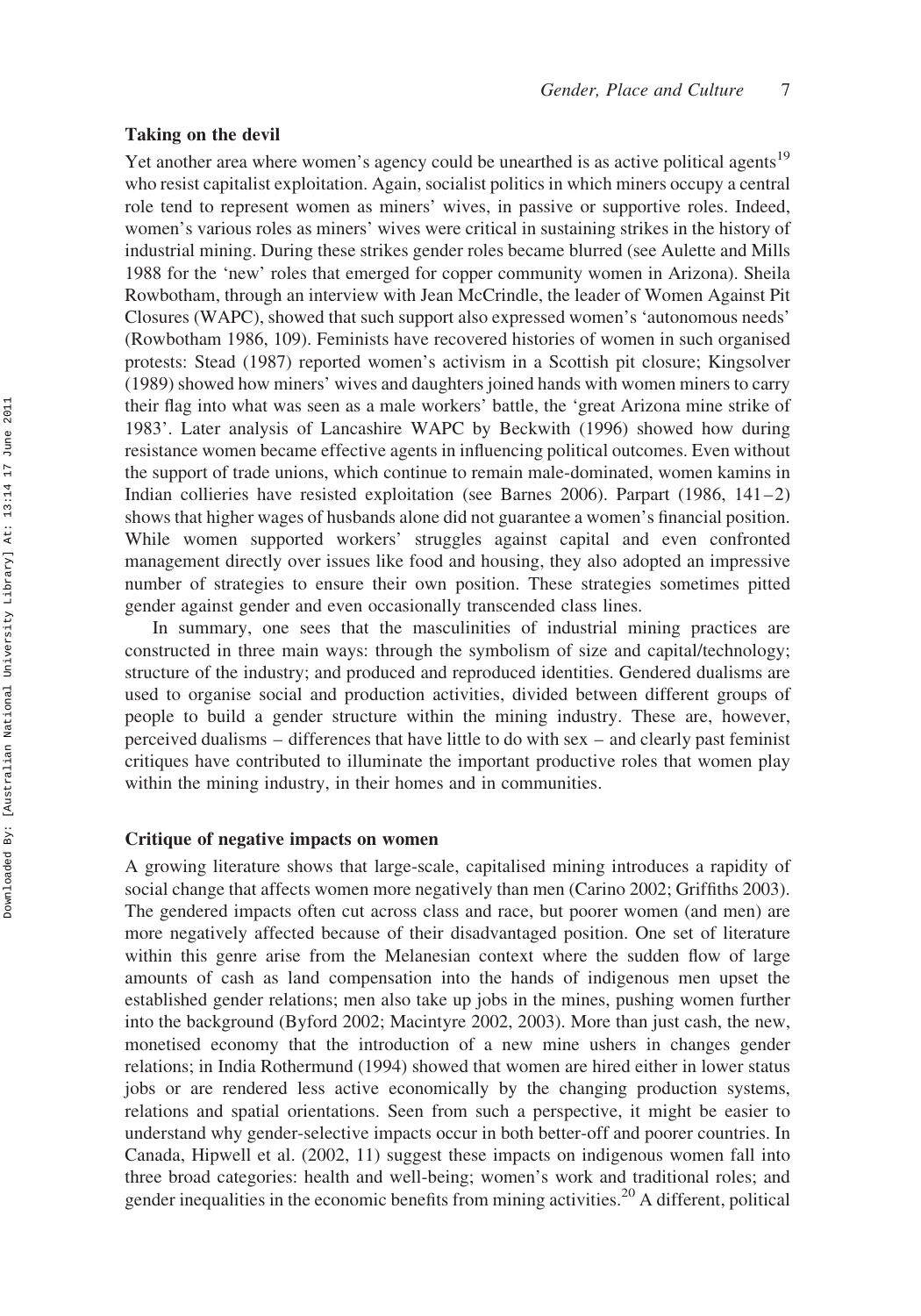### Taking on the devil

Yet another area where women's agency could be unearthed is as active political agents[19] who resist capitalist exploitation. Again, socialist politics in which miners occupy a central role tend to represent women as miners' wives, in passive or supportive roles. Indeed, women's various roles as miners' wives were critical in sustaining strikes in the history of industrial mining. During these strikes gender roles became blurred (see Aulette and Mills 1988 for the 'new' roles that emerged for copper community women in Arizona). Sheila Rowbotham, through an interview with Jean McCrindle, the leader of Women Against Pit Closures (WAPC), showed that such support also expressed women's 'autonomous needs' (Rowbotham 1986, 109). Feminists have recovered histories of women in such organised protests: Stead (1987) reported women's activism in a Scottish pit closure; Kingsolver (1989) showed how miners' wives and daughters joined hands with women miners to carry their flag into what was seen as a male workers' battle, the 'great Arizona mine strike of 1983'. Later analysis of Lancashire WAPC by Beckwith (1996) showed how during resistance women became effective agents in influencing political outcomes. Even without the support of trade unions, which continue to remain male-dominated, women kamins in Indian collieries have resisted exploitation (see Barnes 2006). Parpart (1986, 141–2) shows that higher wages of husbands alone did not guarantee a women's financial position. While women supported workers' struggles against capital and even confronted management directly over issues like food and housing, they also adopted an impressive number of strategies to ensure their own position. These strategies sometimes pitted gender against gender and even occasionally transcended class lines.

In summary, one sees that the masculinities of industrial mining practices are constructed in three main ways: through the symbolism of size and capital/technology; structure of the industry; and produced and reproduced identities. Gendered dualisms are used to organise social and production activities, divided between different groups of people to build a gender structure within the mining industry. These are, however, perceived dualisms – differences that have little to do with sex – and clearly past feminist critiques have contributed to illuminate the important productive roles that women play within the mining industry, in their homes and in communities.

### Critique of negative impacts on women

A growing literature shows that large-scale, capitalised mining introduces a rapidity of social change that affects women more negatively than men (Carino 2002; Griffiths 2003). The gendered impacts often cut across class and race, but poorer women (and men) are more negatively affected because of their disadvantaged position. One set of literature within this genre arise from the Melanesian context where the sudden flow of large amounts of cash as land compensation into the hands of indigenous men upset the established gender relations; men also take up jobs in the mines, pushing women further into the background (Byford 2002; Macintyre 2002, 2003). More than just cash, the new, monetised economy that the introduction of a new mine ushers in changes gender relations; in India Rothermund (1994) showed that women are hired either in lower status jobs or are rendered less active economically by the changing production systems, relations and spatial orientations. Seen from such a perspective, it might be easier to understand why gender-selective impacts occur in both better-off and poorer countries. In Canada, Hipwell et al. (2002, 11) suggest these impacts on indigenous women fall into three broad categories: health and well-being; women's work and traditional roles; and gender inequalities in the economic benefits from mining activities.[20] A different, political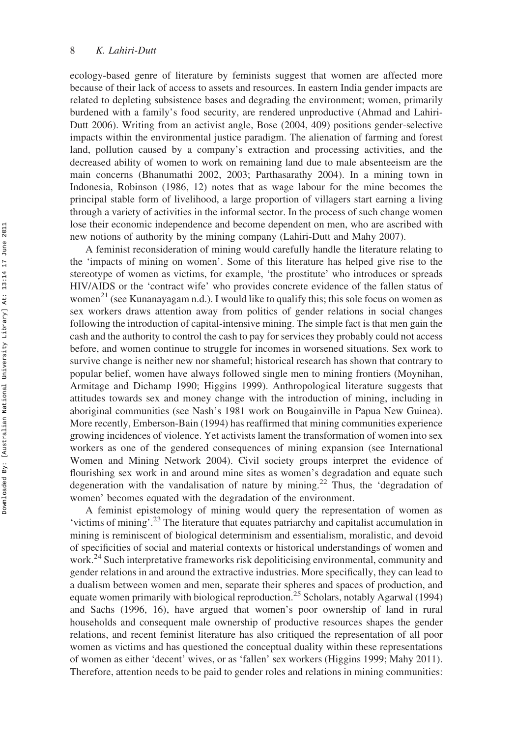ecology-based genre of literature by feminists suggest that women are affected more because of their lack of access to assets and resources. In eastern India gender impacts are related to depleting subsistence bases and degrading the environment; women, primarily burdened with a family's food security, are rendered unproductive (Ahmad and Lahiri-Dutt 2006). Writing from an activist angle, Bose (2004, 409) positions gender-selective impacts within the environmental justice paradigm. The alienation of farming and forest land, pollution caused by a company's extraction and processing activities, and the decreased ability of women to work on remaining land due to male absenteeism are the main concerns (Bhanumathi 2002, 2003; Parthasarathy 2004). In a mining town in Indonesia, Robinson (1986, 12) notes that as wage labour for the mine becomes the principal stable form of livelihood, a large proportion of villagers start earning a living through a variety of activities in the informal sector. In the process of such change women lose their economic independence and become dependent on men, who are ascribed with new notions of authority by the mining company (Lahiri-Dutt and Mahy 2007).

A feminist reconsideration of mining would carefully handle the literature relating to the 'impacts of mining on women'. Some of this literature has helped give rise to the stereotype of women as victims, for example, 'the prostitute' who introduces or spreads HIV/AIDS or the 'contract wife' who provides concrete evidence of the fallen status of women[21] (see Kunanayagam n.d.). I would like to qualify this; this sole focus on women as sex workers draws attention away from politics of gender relations in social changes following the introduction of capital-intensive mining. The simple fact is that men gain the cash and the authority to control the cash to pay for services they probably could not access before, and women continue to struggle for incomes in worsened situations. Sex work to survive change is neither new nor shameful; historical research has shown that contrary to popular belief, women have always followed single men to mining frontiers (Moynihan, Armitage and Dichamp 1990; Higgins 1999). Anthropological literature suggests that attitudes towards sex and money change with the introduction of mining, including in aboriginal communities (see Nash's 1981 work on Bougainville in Papua New Guinea). More recently, Emberson-Bain (1994) has reaffirmed that mining communities experience growing incidences of violence. Yet activists lament the transformation of women into sex workers as one of the gendered consequences of mining expansion (see International Women and Mining Network 2004). Civil society groups interpret the evidence of flourishing sex work in and around mine sites as women's degradation and equate such degeneration with the vandalisation of nature by mining.[22] Thus, the 'degradation of women' becomes equated with the degradation of the environment.

A feminist epistemology of mining would query the representation of women as 'victims of mining'.[23] The literature that equates patriarchy and capitalist accumulation in mining is reminiscent of biological determinism and essentialism, moralistic, and devoid of specificities of social and material contexts or historical understandings of women and work.[24] Such interpretative frameworks risk depoliticising environmental, community and gender relations in and around the extractive industries. More specifically, they can lead to a dualism between women and men, separate their spheres and spaces of production, and equate women primarily with biological reproduction.[25] Scholars, notably Agarwal (1994) and Sachs (1996, 16), have argued that women's poor ownership of land in rural households and consequent male ownership of productive resources shapes the gender relations, and recent feminist literature has also critiqued the representation of all poor women as victims and has questioned the conceptual duality within these representations of women as either 'decent' wives, or as 'fallen' sex workers (Higgins 1999; Mahy 2011). Therefore, attention needs to be paid to gender roles and relations in mining communities: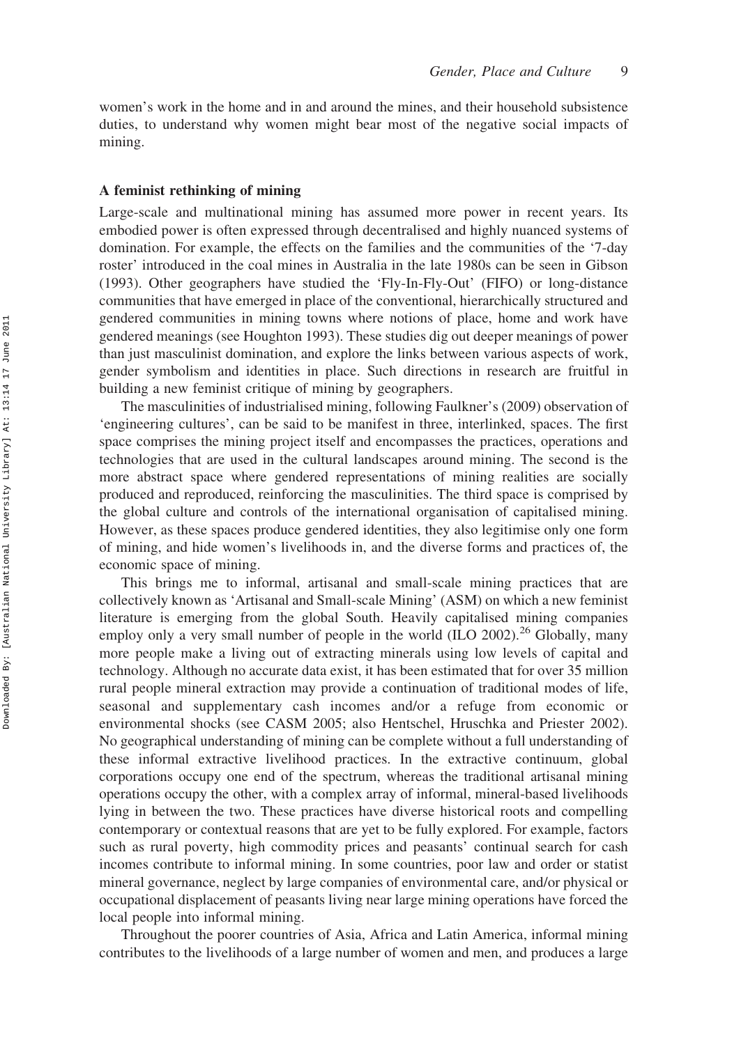women's work in the home and in and around the mines, and their household subsistence duties, to understand why women might bear most of the negative social impacts of mining.

## A feminist rethinking of mining

Large-scale and multinational mining has assumed more power in recent years. Its embodied power is often expressed through decentralised and highly nuanced systems of domination. For example, the effects on the families and the communities of the '7-day roster' introduced in the coal mines in Australia in the late 1980s can be seen in Gibson (1993). Other geographers have studied the 'Fly-In-Fly-Out' (FIFO) or long-distance communities that have emerged in place of the conventional, hierarchically structured and gendered communities in mining towns where notions of place, home and work have gendered meanings (see Houghton 1993). These studies dig out deeper meanings of power than just masculinist domination, and explore the links between various aspects of work, gender symbolism and identities in place. Such directions in research are fruitful in building a new feminist critique of mining by geographers.

The masculinities of industrialised mining, following Faulkner's (2009) observation of 'engineering cultures', can be said to be manifest in three, interlinked, spaces. The first space comprises the mining project itself and encompasses the practices, operations and technologies that are used in the cultural landscapes around mining. The second is the more abstract space where gendered representations of mining realities are socially produced and reproduced, reinforcing the masculinities. The third space is comprised by the global culture and controls of the international organisation of capitalised mining. However, as these spaces produce gendered identities, they also legitimise only one form of mining, and hide women's livelihoods in, and the diverse forms and practices of, the economic space of mining.

This brings me to informal, artisanal and small-scale mining practices that are collectively known as 'Artisanal and Small-scale Mining' (ASM) on which a new feminist literature is emerging from the global South. Heavily capitalised mining companies employ only a very small number of people in the world (ILO 2002).[26] Globally, many more people make a living out of extracting minerals using low levels of capital and technology. Although no accurate data exist, it has been estimated that for over 35 million rural people mineral extraction may provide a continuation of traditional modes of life, seasonal and supplementary cash incomes and/or a refuge from economic or environmental shocks (see CASM 2005; also Hentschel, Hruschka and Priester 2002). No geographical understanding of mining can be complete without a full understanding of these informal extractive livelihood practices. In the extractive continuum, global corporations occupy one end of the spectrum, whereas the traditional artisanal mining operations occupy the other, with a complex array of informal, mineral-based livelihoods lying in between the two. These practices have diverse historical roots and compelling contemporary or contextual reasons that are yet to be fully explored. For example, factors such as rural poverty, high commodity prices and peasants' continual search for cash incomes contribute to informal mining. In some countries, poor law and order or statist mineral governance, neglect by large companies of environmental care, and/or physical or occupational displacement of peasants living near large mining operations have forced the local people into informal mining.

Throughout the poorer countries of Asia, Africa and Latin America, informal mining contributes to the livelihoods of a large number of women and men, and produces a large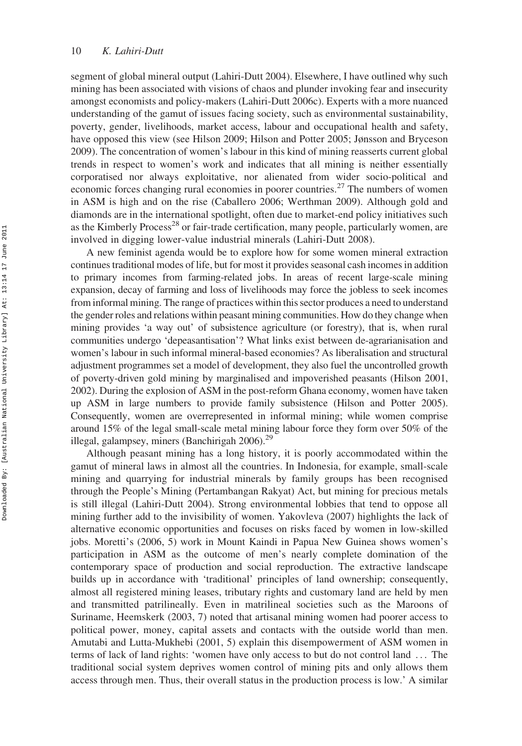segment of global mineral output (Lahiri-Dutt 2004). Elsewhere, I have outlined why such mining has been associated with visions of chaos and plunder invoking fear and insecurity amongst economists and policy-makers (Lahiri-Dutt 2006c). Experts with a more nuanced understanding of the gamut of issues facing society, such as environmental sustainability, poverty, gender, livelihoods, market access, labour and occupational health and safety, have opposed this view (see Hilson 2009; Hilson and Potter 2005; Jønsson and Bryceson 2009). The concentration of women's labour in this kind of mining reasserts current global trends in respect to women's work and indicates that all mining is neither essentially corporatised nor always exploitative, nor alienated from wider socio-political and economic forces changing rural economies in poorer countries.[27] The numbers of women in ASM is high and on the rise (Caballero 2006; Werthman 2009). Although gold and diamonds are in the international spotlight, often due to market-end policy initiatives such as the Kimberly Process[28] or fair-trade certification, many people, particularly women, are involved in digging lower-value industrial minerals (Lahiri-Dutt 2008).

A new feminist agenda would be to explore how for some women mineral extraction continues traditional modes of life, but for most it provides seasonal cash incomes in addition to primary incomes from farming-related jobs. In areas of recent large-scale mining expansion, decay of farming and loss of livelihoods may force the jobless to seek incomes from informal mining. The range of practices within this sector produces a need to understand the gender roles and relations within peasant mining communities. How do they change when mining provides 'a way out' of subsistence agriculture (or forestry), that is, when rural communities undergo 'depeasantisation'? What links exist between de-agrarianisation and women's labour in such informal mineral-based economies? As liberalisation and structural adjustment programmes set a model of development, they also fuel the uncontrolled growth of poverty-driven gold mining by marginalised and impoverished peasants (Hilson 2001, 2002). During the explosion of ASM in the post-reform Ghana economy, women have taken up ASM in large numbers to provide family subsistence (Hilson and Potter 2005). Consequently, women are overrepresented in informal mining; while women comprise around 15% of the legal small-scale metal mining labour force they form over 50% of the illegal, galampsey, miners (Banchirigah 2006).[29]

Although peasant mining has a long history, it is poorly accommodated within the gamut of mineral laws in almost all the countries. In Indonesia, for example, small-scale mining and quarrying for industrial minerals by family groups has been recognised through the People's Mining (Pertambangan Rakyat) Act, but mining for precious metals is still illegal (Lahiri-Dutt 2004). Strong environmental lobbies that tend to oppose all mining further add to the invisibility of women. Yakovleva (2007) highlights the lack of alternative economic opportunities and focuses on risks faced by women in low-skilled jobs. Moretti's (2006, 5) work in Mount Kaindi in Papua New Guinea shows women's participation in ASM as the outcome of men's nearly complete domination of the contemporary space of production and social reproduction. The extractive landscape builds up in accordance with 'traditional' principles of land ownership; consequently, almost all registered mining leases, tributary rights and customary land are held by men and transmitted patrilineally. Even in matrilineal societies such as the Maroons of Suriname, Heemskerk (2003, 7) noted that artisanal mining women had poorer access to political power, money, capital assets and contacts with the outside world than men. Amutabi and Lutta-Mukhebi (2001, 5) explain this disempowerment of ASM women in terms of lack of land rights: 'women have only access to but do not control land ... The traditional social system deprives women control of mining pits and only allows them access through men. Thus, their overall status in the production process is low.' A similar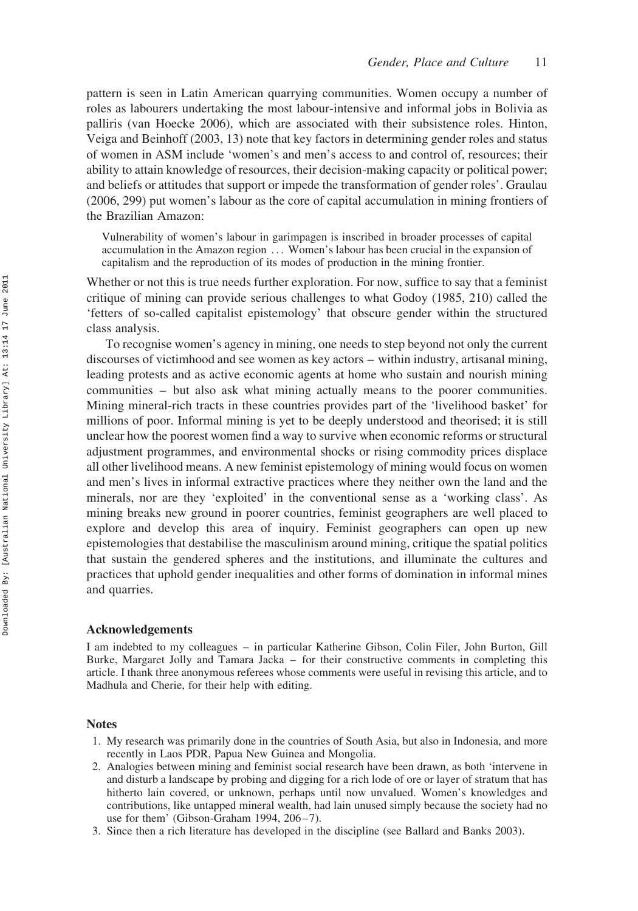pattern is seen in Latin American quarrying communities. Women occupy a number of roles as labourers undertaking the most labour-intensive and informal jobs in Bolivia as palliris (van Hoecke 2006), which are associated with their subsistence roles. Hinton, Veiga and Beinhoff (2003, 13) note that key factors in determining gender roles and status of women in ASM include 'women's and men's access to and control of, resources; their ability to attain knowledge of resources, their decision-making capacity or political power; and beliefs or attitudes that support or impede the transformation of gender roles'. Graulau (2006, 299) put women's labour as the core of capital accumulation in mining frontiers of the Brazilian Amazon:

> Vulnerability of women's labour in garimpagen is inscribed in broader processes of capital accumulation in the Amazon region ... Women's labour has been crucial in the expansion of capitalism and the reproduction of its modes of production in the mining frontier.

Whether or not this is true needs further exploration. For now, suffice to say that a feminist critique of mining can provide serious challenges to what Godoy (1985, 210) called the 'fetters of so-called capitalist epistemology' that obscure gender within the structured class analysis.

To recognise women's agency in mining, one needs to step beyond not only the current discourses of victimhood and see women as key actors – within industry, artisanal mining, leading protests and as active economic agents at home who sustain and nourish mining communities – but also ask what mining actually means to the poorer communities. Mining mineral-rich tracts in these countries provides part of the 'livelihood basket' for millions of poor. Informal mining is yet to be deeply understood and theorised; it is still unclear how the poorest women find a way to survive when economic reforms or structural adjustment programmes, and environmental shocks or rising commodity prices displace all other livelihood means. A new feminist epistemology of mining would focus on women and men's lives in informal extractive practices where they neither own the land and the minerals, nor are they 'exploited' in the conventional sense as a 'working class'. As mining breaks new ground in poorer countries, feminist geographers are well placed to explore and develop this area of inquiry. Feminist geographers can open up new epistemologies that destabilise the masculinism around mining, critique the spatial politics that sustain the gendered spheres and the institutions, and illuminate the cultures and practices that uphold gender inequalities and other forms of domination in informal mines and quarries.

## Acknowledgements

I am indebted to my colleagues – in particular Katherine Gibson, Colin Filer, John Burton, Gill Burke, Margaret Jolly and Tamara Jacka – for their constructive comments in completing this article. I thank three anonymous referees whose comments were useful in revising this article, and to Madhula and Cherie, for their help with editing.

## Notes

1. My research was primarily done in the countries of South Asia, but also in Indonesia, and more recently in Laos PDR, Papua New Guinea and Mongolia.
2. Analogies between mining and feminist social research have been drawn, as both 'intervene in and disturb a landscape by probing and digging for a rich lode of ore or layer of stratum that has hitherto lain covered, or unknown, perhaps until now unvalued. Women's knowledges and contributions, like untapped mineral wealth, had lain unused simply because the society had no use for them' (Gibson-Graham 1994, 206–7).
3. Since then a rich literature has developed in the discipline (see Ballard and Banks 2003).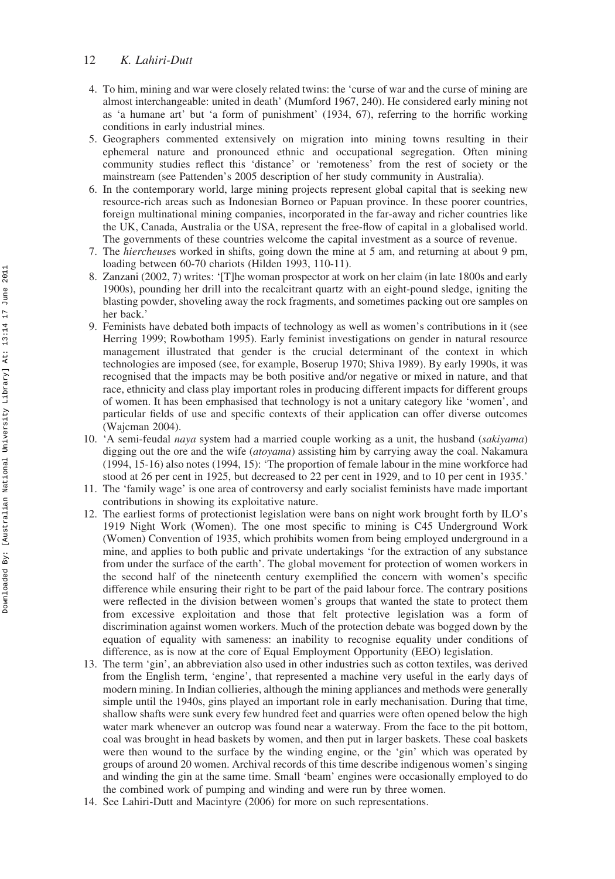4. To him, mining and war were closely related twins: the 'curse of war and the curse of mining are almost interchangeable: united in death' (Mumford 1967, 240). He considered early mining not as 'a humane art' but 'a form of punishment' (1934, 67), referring to the horrific working conditions in early industrial mines.
5. Geographers commented extensively on migration into mining towns resulting in their ephemeral nature and pronounced ethnic and occupational segregation. Often mining community studies reflect this 'distance' or 'remoteness' from the rest of society or the mainstream (see Pattenden's 2005 description of her study community in Australia).
6. In the contemporary world, large mining projects represent global capital that is seeking new resource-rich areas such as Indonesian Borneo or Papuan province. In these poorer countries, foreign multinational mining companies, incorporated in the far-away and richer countries like the UK, Canada, Australia or the USA, represent the free-flow of capital in a globalised world. The governments of these countries welcome the capital investment as a source of revenue.
7. The *hiercheuses* worked in shifts, going down the mine at 5 am, and returning at about 9 pm, loading between 60-70 chariots (Hilden 1993, 110-11).
8. Zanzani (2002, 7) writes: '[T]he woman prospector at work on her claim (in late 1800s and early 1900s), pounding her drill into the recalcitrant quartz with an eight-pound sledge, igniting the blasting powder, shoveling away the rock fragments, and sometimes packing out ore samples on her back.'
9. Feminists have debated both impacts of technology as well as women's contributions in it (see Herring 1999; Rowbotham 1995). Early feminist investigations on gender in natural resource management illustrated that gender is the crucial determinant of the context in which technologies are imposed (see, for example, Boserup 1970; Shiva 1989). By early 1990s, it was recognised that the impacts may be both positive and/or negative or mixed in nature, and that race, ethnicity and class play important roles in producing different impacts for different groups of women. It has been emphasised that technology is not a unitary category like 'women', and particular fields of use and specific contexts of their application can offer diverse outcomes (Wajcman 2004).
10. 'A semi-feudal *naya* system had a married couple working as a unit, the husband (*sakiyama*) digging out the ore and the wife (*atoyama*) assisting him by carrying away the coal. Nakamura (1994, 15-16) also notes (1994, 15): 'The proportion of female labour in the mine workforce had stood at 26 per cent in 1925, but decreased to 22 per cent in 1929, and to 10 per cent in 1935.'
11. The 'family wage' is one area of controversy and early socialist feminists have made important contributions in showing its exploitative nature.
12. The earliest forms of protectionist legislation were bans on night work brought forth by ILO's 1919 Night Work (Women). The one most specific to mining is C45 Underground Work (Women) Convention of 1935, which prohibits women from being employed underground in a mine, and applies to both public and private undertakings 'for the extraction of any substance from under the surface of the earth'. The global movement for protection of women workers in the second half of the nineteenth century exemplified the concern with women's specific difference while ensuring their right to be part of the paid labour force. The contrary positions were reflected in the division between women's groups that wanted the state to protect them from excessive exploitation and those that felt protective legislation was a form of discrimination against women workers. Much of the protection debate was bogged down by the equation of equality with sameness: an inability to recognise equality under conditions of difference, as is now at the core of Equal Employment Opportunity (EEO) legislation.
13. The term 'gin', an abbreviation also used in other industries such as cotton textiles, was derived from the English term, 'engine', that represented a machine very useful in the early days of modern mining. In Indian collieries, although the mining appliances and methods were generally simple until the 1940s, gins played an important role in early mechanisation. During that time, shallow shafts were sunk every few hundred feet and quarries were often opened below the high water mark whenever an outcrop was found near a waterway. From the face to the pit bottom, coal was brought in head baskets by women, and then put in larger baskets. These coal baskets were then wound to the surface by the winding engine, or the 'gin' which was operated by groups of around 20 women. Archival records of this time describe indigenous women's singing and winding the gin at the same time. Small 'beam' engines were occasionally employed to do the combined work of pumping and winding and were run by three women.
14. See Lahiri-Dutt and Macintyre (2006) for more on such representations.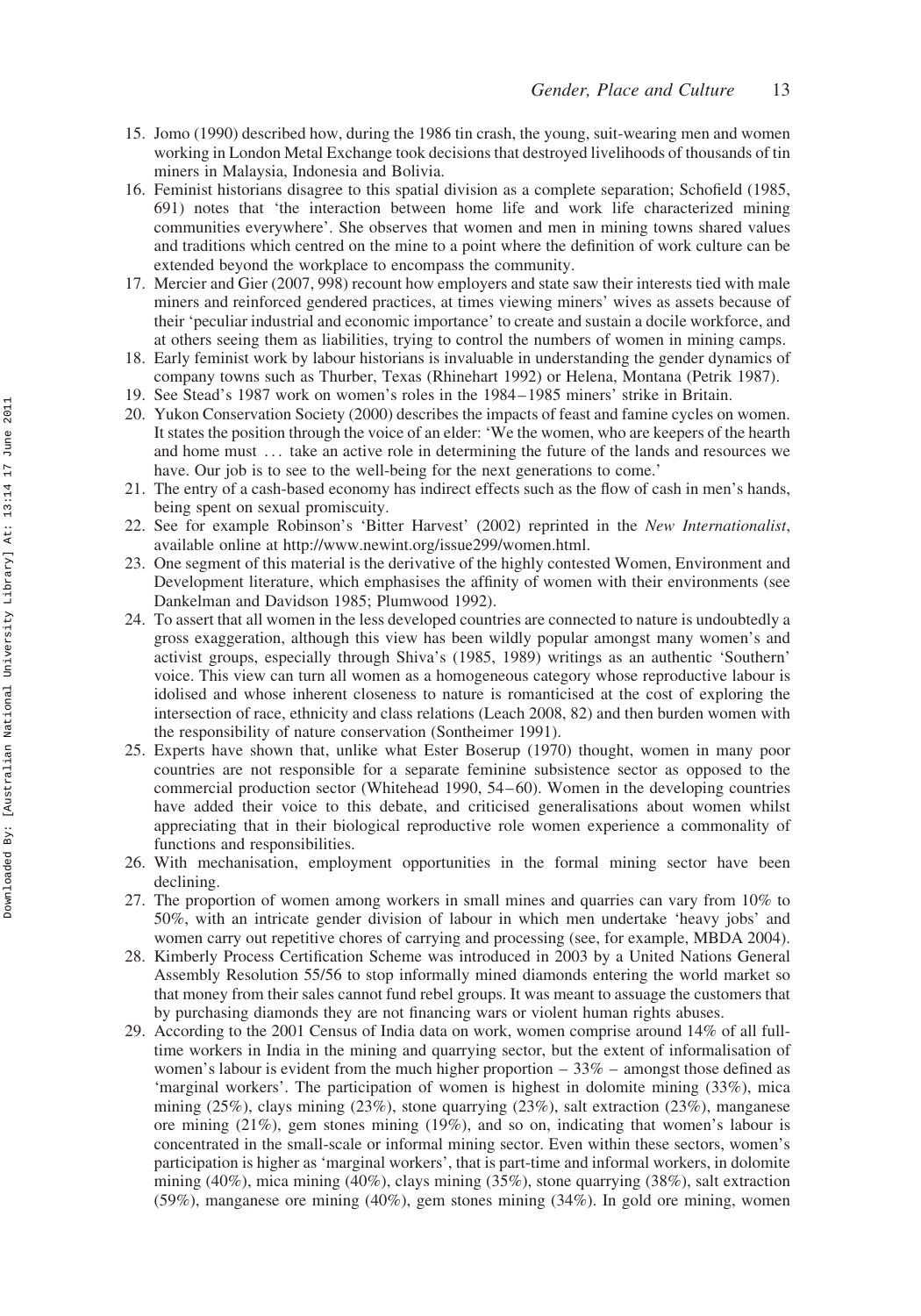15. Jomo (1990) described how, during the 1986 tin crash, the young, suit-wearing men and women working in London Metal Exchange took decisions that destroyed livelihoods of thousands of tin miners in Malaysia, Indonesia and Bolivia.
16. Feminist historians disagree to this spatial division as a complete separation; Schofield (1985, 691) notes that 'the interaction between home life and work life characterized mining communities everywhere'. She observes that women and men in mining towns shared values and traditions which centred on the mine to a point where the definition of work culture can be extended beyond the workplace to encompass the community.
17. Mercier and Gier (2007, 998) recount how employers and state saw their interests tied with male miners and reinforced gendered practices, at times viewing miners' wives as assets because of their 'peculiar industrial and economic importance' to create and sustain a docile workforce, and at others seeing them as liabilities, trying to control the numbers of women in mining camps.
18. Early feminist work by labour historians is invaluable in understanding the gender dynamics of company towns such as Thurber, Texas (Rhinehart 1992) or Helena, Montana (Petrik 1987).
19. See Stead's 1987 work on women's roles in the 1984–1985 miners' strike in Britain.
20. Yukon Conservation Society (2000) describes the impacts of feast and famine cycles on women. It states the position through the voice of an elder: 'We the women, who are keepers of the hearth and home must ... take an active role in determining the future of the lands and resources we have. Our job is to see to the well-being for the next generations to come.'
21. The entry of a cash-based economy has indirect effects such as the flow of cash in men's hands, being spent on sexual promiscuity.
22. See for example Robinson's 'Bitter Harvest' (2002) reprinted in the *New Internationalist*, available online at http://www.newint.org/issue299/women.html.
23. One segment of this material is the derivative of the highly contested Women, Environment and Development literature, which emphasises the affinity of women with their environments (see Dankelman and Davidson 1985; Plumwood 1992).
24. To assert that all women in the less developed countries are connected to nature is undoubtedly a gross exaggeration, although this view has been wildly popular amongst many women's and activist groups, especially through Shiva's (1985, 1989) writings as an authentic 'Southern' voice. This view can turn all women as a homogeneous category whose reproductive labour is idolised and whose inherent closeness to nature is romanticised at the cost of exploring the intersection of race, ethnicity and class relations (Leach 2008, 82) and then burden women with the responsibility of nature conservation (Sontheimer 1991).
25. Experts have shown that, unlike what Ester Boserup (1970) thought, women in many poor countries are not responsible for a separate feminine subsistence sector as opposed to the commercial production sector (Whitehead 1990, 54–60). Women in the developing countries have added their voice to this debate, and criticised generalisations about women whilst appreciating that in their biological reproductive role women experience a commonality of functions and responsibilities.
26. With mechanisation, employment opportunities in the formal mining sector have been declining.
27. The proportion of women among workers in small mines and quarries can vary from 10% to 50%, with an intricate gender division of labour in which men undertake 'heavy jobs' and women carry out repetitive chores of carrying and processing (see, for example, MBDA 2004).
28. Kimberly Process Certification Scheme was introduced in 2003 by a United Nations General Assembly Resolution 55/56 to stop informally mined diamonds entering the world market so that money from their sales cannot fund rebel groups. It was meant to assuage the customers that by purchasing diamonds they are not financing wars or violent human rights abuses.
29. According to the 2001 Census of India data on work, women comprise around 14% of all full-time workers in India in the mining and quarrying sector, but the extent of informalisation of women's labour is evident from the much higher proportion – 33% – amongst those defined as 'marginal workers'. The participation of women is highest in dolomite mining (33%), mica mining (25%), clays mining (23%), stone quarrying (23%), salt extraction (23%), manganese ore mining (21%), gem stones mining (19%), and so on, indicating that women's labour is concentrated in the small-scale or informal mining sector. Even within these sectors, women's participation is higher as 'marginal workers', that is part-time and informal workers, in dolomite mining (40%), mica mining (40%), clays mining (35%), stone quarrying (38%), salt extraction (59%), manganese ore mining (40%), gem stones mining (34%). In gold ore mining, women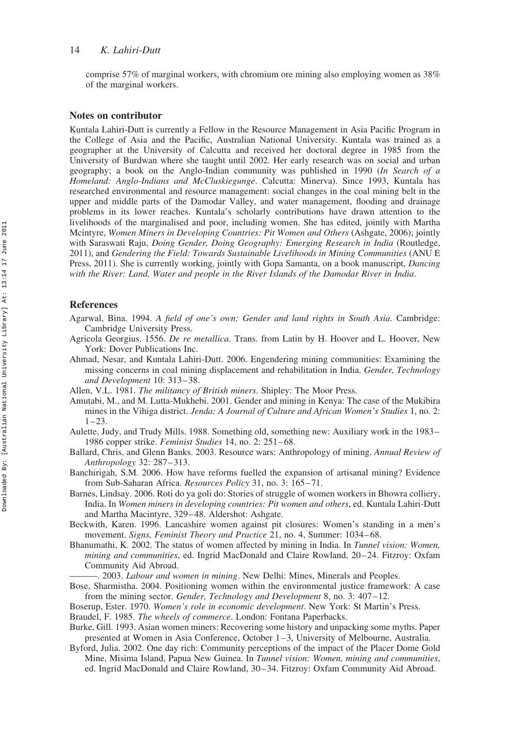comprise 57% of marginal workers, with chromium ore mining also employing women as 38% of the marginal workers.

## Notes on contributor

Kuntala Lahiri-Dutt is currently a Fellow in the Resource Management in Asia Pacific Program in the College of Asia and the Pacific, Australian National University. Kuntala was trained as a geographer at the University of Calcutta and received her doctoral degree in 1985 from the University of Burdwan where she taught until 2002. Her early research was on social and urban geography; a book on the Anglo-Indian community was published in 1990 (*In Search of a Homeland: Anglo-Indians and McCluskiegunge*. Calcutta: Minerva). Since 1993, Kuntala has researched environmental and resource management: social changes in the coal mining belt in the upper and middle parts of the Damodar Valley, and water management, flooding and drainage problems in its lower reaches. Kuntala's scholarly contributions have drawn attention to the livelihoods of the marginalised and poor, including women. She has edited, jointly with Martha Mcintyre, *Women Miners in Developing Countries: Pit Women and Others* (Ashgate, 2006); jointly with Saraswati Raju, *Doing Gender, Doing Geography: Emerging Research in India* (Routledge, 2011), and *Gendering the Field: Towards Sustainable Livelihoods in Mining Communities* (ANU E Press, 2011). She is currently working, jointly with Gopa Samanta, on a book manuscript, *Dancing with the River: Land, Water and people in the River Islands of the Damodar River in India*.

## References

Agarwal, Bina. 1994. *A field of one's own: Gender and land rights in South Asia*. Cambridge: Cambridge University Press.

Agricola Georgius. 1556. *De re metallica*. Trans. from Latin by H. Hoover and L. Hoover, New York: Dover Publications Inc.

Ahmad, Nesar, and Kuntala Lahiri-Dutt. 2006. Engendering mining communities: Examining the missing concerns in coal mining displacement and rehabilitation in India. *Gender, Technology and Development* 10: 313–38.

Allen, V.L. 1981. *The militancy of British miners*. Shipley: The Moor Press.

Amutabi, M., and M. Lutta-Mukhebi. 2001. Gender and mining in Kenya: The case of the Mukibira mines in the Vihiga district. *Jenda: A Journal of Culture and African Women's Studies* 1, no. 2: 1–23.

Aulette, Judy, and Trudy Mills. 1988. Something old, something new: Auxiliary work in the 1983–1986 copper strike. *Feminist Studies* 14, no. 2: 251–68.

Ballard, Chris, and Glenn Banks. 2003. Resource wars: Anthropology of mining. *Annual Review of Anthropology* 32: 287–313.

Banchirigah, S.M. 2006. How have reforms fuelled the expansion of artisanal mining? Evidence from Sub-Saharan Africa. *Resources Policy* 31, no. 3: 165–71.

Barnes, Lindsay. 2006. Roti do ya goli do: Stories of struggle of women workers in Bhowra colliery, India. In *Women miners in developing countries: Pit women and others*, ed. Kuntala Lahiri-Dutt and Martha Macintyre, 329–48. Aldershot: Ashgate.

Beckwith, Karen. 1996. Lancashire women against pit closures: Women's standing in a men's movement. *Signs, Feminist Theory and Practice* 21, no. 4, Summer: 1034–68.

Bhanumathi, K. 2002. The status of women affected by mining in India. In *Tunnel vision: Women, mining and communities*, ed. Ingrid MacDonald and Claire Rowland, 20–24. Fitzroy: Oxfam Community Aid Abroad.

———. 2003. *Labour and women in mining*. New Delhi: Mines, Minerals and Peoples.

Bose, Sharmistha. 2004. Positioning women within the environmental justice framework: A case from the mining sector. *Gender, Technology and Development* 8, no. 3: 407–12.

Boserup, Ester. 1970. *Women's role in economic development*. New York: St Martin's Press.

Braudel, F. 1985. *The wheels of commerce*. London: Fontana Paperbacks.

Burke, Gill. 1993. Asian women miners: Recovering some history and unpacking some myths. Paper presented at Women in Asia Conference, October 1–3, University of Melbourne, Australia.

Byford, Julia. 2002. One day rich: Community perceptions of the impact of the Placer Dome Gold Mine, Misima Island, Papua New Guinea. In *Tunnel vision: Women, mining and communities*, ed. Ingrid MacDonald and Claire Rowland, 30–34. Fitzroy: Oxfam Community Aid Abroad.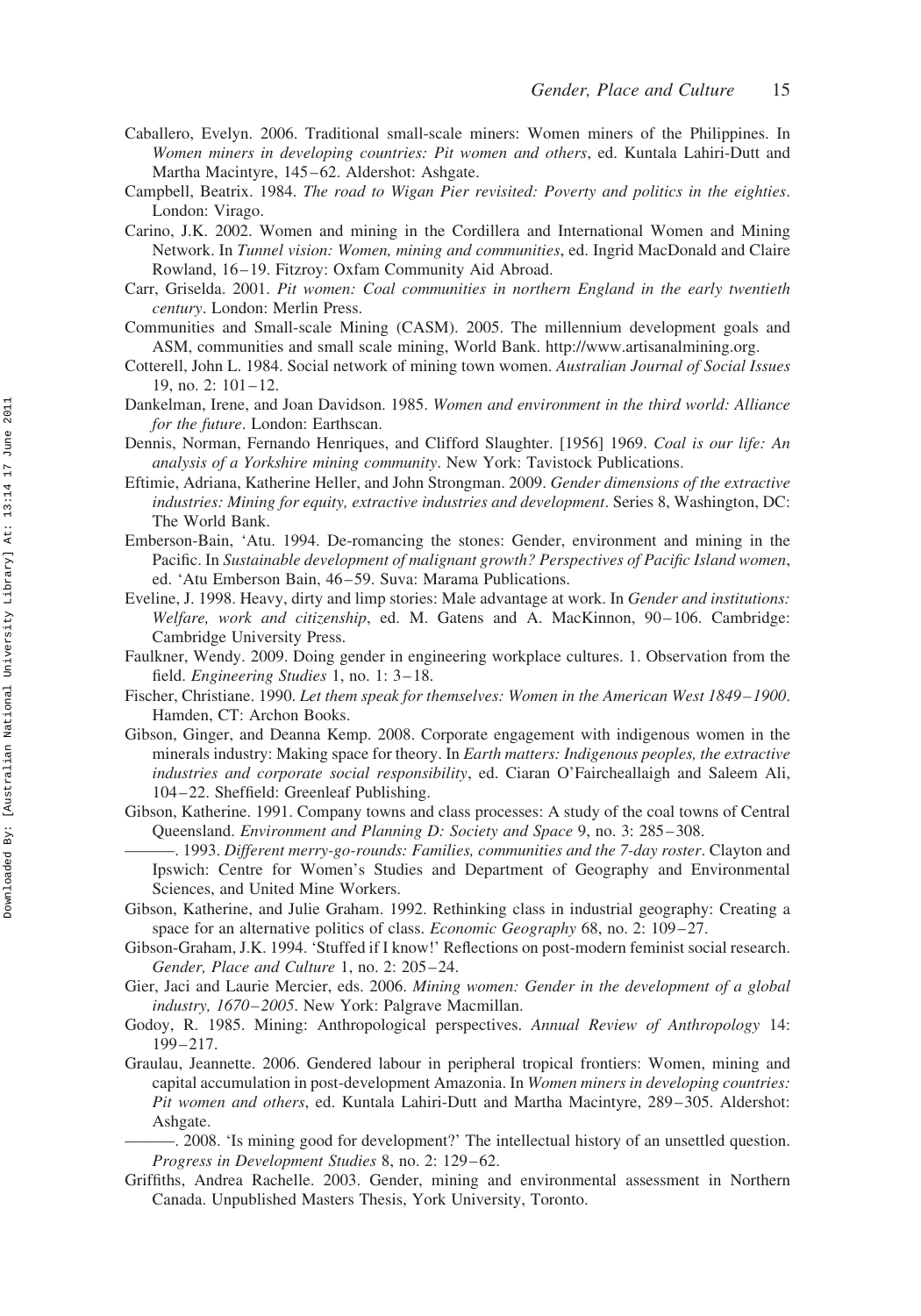Caballero, Evelyn. 2006. Traditional small-scale miners: Women miners of the Philippines. In *Women miners in developing countries: Pit women and others*, ed. Kuntala Lahiri-Dutt and Martha Macintyre, 145–62. Aldershot: Ashgate.

Campbell, Beatrix. 1984. *The road to Wigan Pier revisited: Poverty and politics in the eighties*. London: Virago.

Carino, J.K. 2002. Women and mining in the Cordillera and International Women and Mining Network. In *Tunnel vision: Women, mining and communities*, ed. Ingrid MacDonald and Claire Rowland, 16–19. Fitzroy: Oxfam Community Aid Abroad.

Carr, Griselda. 2001. *Pit women: Coal communities in northern England in the early twentieth century*. London: Merlin Press.

Communities and Small-scale Mining (CASM). 2005. The millennium development goals and ASM, communities and small scale mining, World Bank. http://www.artisanalmining.org.

Cotterell, John L. 1984. Social network of mining town women. *Australian Journal of Social Issues* 19, no. 2: 101–12.

Dankelman, Irene, and Joan Davidson. 1985. *Women and environment in the third world: Alliance for the future*. London: Earthscan.

Dennis, Norman, Fernando Henriques, and Clifford Slaughter. [1956] 1969. *Coal is our life: An analysis of a Yorkshire mining community*. New York: Tavistock Publications.

Eftimie, Adriana, Katherine Heller, and John Strongman. 2009. *Gender dimensions of the extractive industries: Mining for equity, extractive industries and development*. Series 8, Washington, DC: The World Bank.

Emberson-Bain, 'Atu. 1994. De-romancing the stones: Gender, environment and mining in the Pacific. In *Sustainable development of malignant growth? Perspectives of Pacific Island women*, ed. 'Atu Emberson Bain, 46–59. Suva: Marama Publications.

Eveline, J. 1998. Heavy, dirty and limp stories: Male advantage at work. In *Gender and institutions: Welfare, work and citizenship*, ed. M. Gatens and A. MacKinnon, 90–106. Cambridge: Cambridge University Press.

Faulkner, Wendy. 2009. Doing gender in engineering workplace cultures. 1. Observation from the field. *Engineering Studies* 1, no. 1: 3–18.

Fischer, Christiane. 1990. *Let them speak for themselves: Women in the American West 1849–1900*. Hamden, CT: Archon Books.

Gibson, Ginger, and Deanna Kemp. 2008. Corporate engagement with indigenous women in the minerals industry: Making space for theory. In *Earth matters: Indigenous peoples, the extractive industries and corporate social responsibility*, ed. Ciaran O'Faircheallaigh and Saleem Ali, 104–22. Sheffield: Greenleaf Publishing.

Gibson, Katherine. 1991. Company towns and class processes: A study of the coal towns of Central Queensland. *Environment and Planning D: Society and Space* 9, no. 3: 285–308.

———. 1993. *Different merry-go-rounds: Families, communities and the 7-day roster*. Clayton and Ipswich: Centre for Women's Studies and Department of Geography and Environmental Sciences, and United Mine Workers.

Gibson, Katherine, and Julie Graham. 1992. Rethinking class in industrial geography: Creating a space for an alternative politics of class. *Economic Geography* 68, no. 2: 109–27.

Gibson-Graham, J.K. 1994. 'Stuffed if I know!' Reflections on post-modern feminist social research. *Gender, Place and Culture* 1, no. 2: 205–24.

Gier, Jaci and Laurie Mercier, eds. 2006. *Mining women: Gender in the development of a global industry, 1670–2005*. New York: Palgrave Macmillan.

Godoy, R. 1985. Mining: Anthropological perspectives. *Annual Review of Anthropology* 14: 199–217.

Graulau, Jeannette. 2006. Gendered labour in peripheral tropical frontiers: Women, mining and capital accumulation in post-development Amazonia. In *Women miners in developing countries: Pit women and others*, ed. Kuntala Lahiri-Dutt and Martha Macintyre, 289–305. Aldershot: Ashgate.

———. 2008. 'Is mining good for development?' The intellectual history of an unsettled question. *Progress in Development Studies* 8, no. 2: 129–62.

Griffiths, Andrea Rachelle. 2003. Gender, mining and environmental assessment in Northern Canada. Unpublished Masters Thesis, York University, Toronto.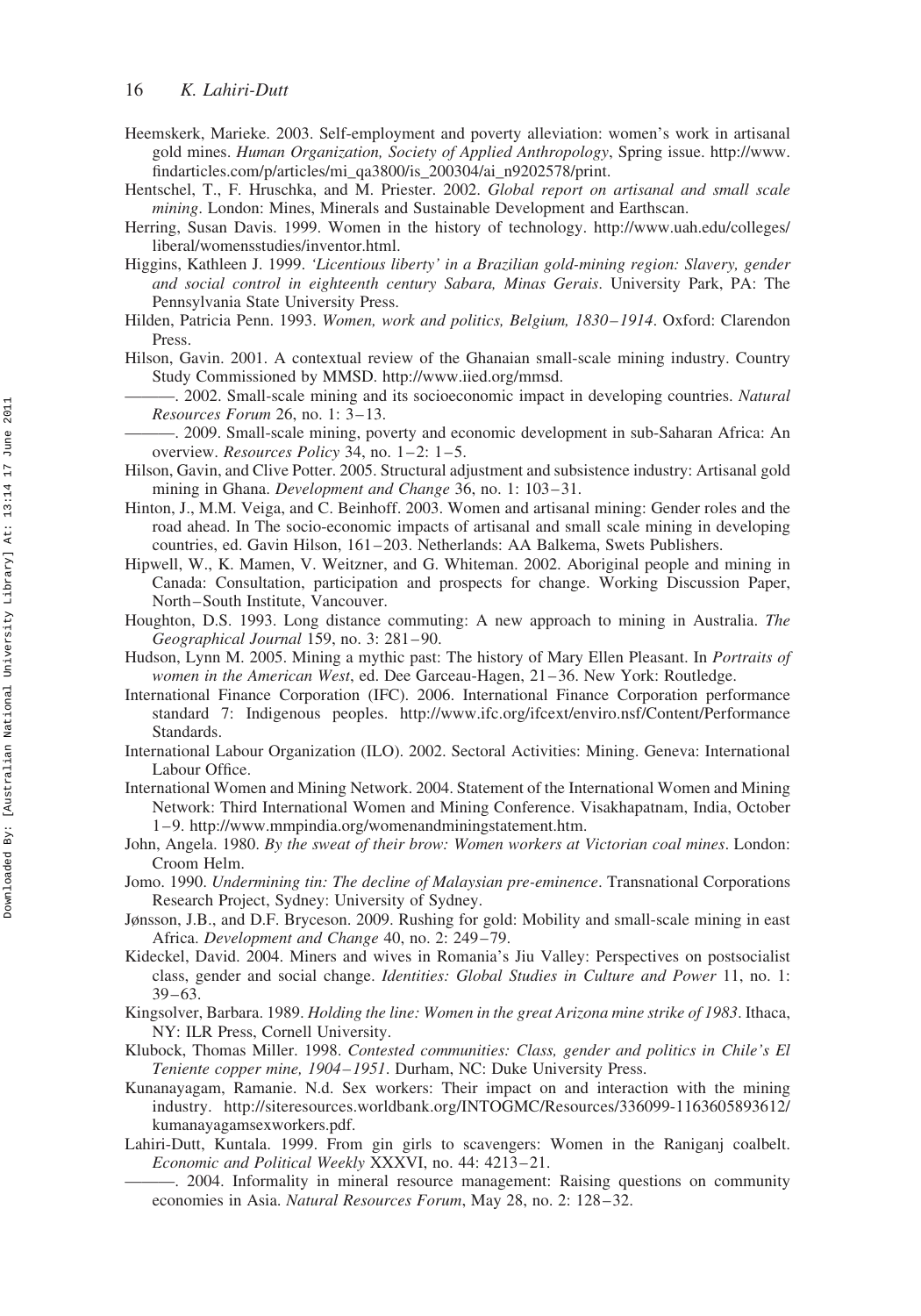Heemskerk, Marieke. 2003. Self-employment and poverty alleviation: women's work in artisanal gold mines. *Human Organization, Society of Applied Anthropology*, Spring issue. http://www.findarticles.com/p/articles/mi_qa3800/is_200304/ai_n9202578/print.

Hentschel, T., F. Hruschka, and M. Priester. 2002. *Global report on artisanal and small scale mining*. London: Mines, Minerals and Sustainable Development and Earthscan.

Herring, Susan Davis. 1999. Women in the history of technology. http://www.uah.edu/colleges/liberal/womensstudies/inventor.html.

Higgins, Kathleen J. 1999. *'Licentious liberty' in a Brazilian gold-mining region: Slavery, gender and social control in eighteenth century Sabara, Minas Gerais*. University Park, PA: The Pennsylvania State University Press.

Hilden, Patricia Penn. 1993. *Women, work and politics, Belgium, 1830–1914*. Oxford: Clarendon Press.

Hilson, Gavin. 2001. A contextual review of the Ghanaian small-scale mining industry. Country Study Commissioned by MMSD. http://www.iied.org/mmsd.

———. 2002. Small-scale mining and its socioeconomic impact in developing countries. *Natural Resources Forum* 26, no. 1: 3–13.

———. 2009. Small-scale mining, poverty and economic development in sub-Saharan Africa: An overview. *Resources Policy* 34, no. 1–2: 1–5.

Hilson, Gavin, and Clive Potter. 2005. Structural adjustment and subsistence industry: Artisanal gold mining in Ghana. *Development and Change* 36, no. 1: 103–31.

Hinton, J., M.M. Veiga, and C. Beinhoff. 2003. Women and artisanal mining: Gender roles and the road ahead. In The socio-economic impacts of artisanal and small scale mining in developing countries, ed. Gavin Hilson, 161–203. Netherlands: AA Balkema, Swets Publishers.

Hipwell, W., K. Mamen, V. Weitzner, and G. Whiteman. 2002. Aboriginal people and mining in Canada: Consultation, participation and prospects for change. Working Discussion Paper, North–South Institute, Vancouver.

Houghton, D.S. 1993. Long distance commuting: A new approach to mining in Australia. *The Geographical Journal* 159, no. 3: 281–90.

Hudson, Lynn M. 2005. Mining a mythic past: The history of Mary Ellen Pleasant. In *Portraits of women in the American West*, ed. Dee Garceau-Hagen, 21–36. New York: Routledge.

International Finance Corporation (IFC). 2006. International Finance Corporation performance standard 7: Indigenous peoples. http://www.ifc.org/ifcext/enviro.nsf/Content/Performance Standards.

International Labour Organization (ILO). 2002. Sectoral Activities: Mining. Geneva: International Labour Office.

International Women and Mining Network. 2004. Statement of the International Women and Mining Network: Third International Women and Mining Conference. Visakhapatnam, India, October 1–9. http://www.mmpindia.org/womenandminingstatement.htm.

John, Angela. 1980. *By the sweat of their brow: Women workers at Victorian coal mines*. London: Croom Helm.

Jomo. 1990. *Undermining tin: The decline of Malaysian pre-eminence*. Transnational Corporations Research Project, Sydney: University of Sydney.

Jønsson, J.B., and D.F. Bryceson. 2009. Rushing for gold: Mobility and small-scale mining in east Africa. *Development and Change* 40, no. 2: 249–79.

Kideckel, David. 2004. Miners and wives in Romania's Jiu Valley: Perspectives on postsocialist class, gender and social change. *Identities: Global Studies in Culture and Power* 11, no. 1: 39–63.

Kingsolver, Barbara. 1989. *Holding the line: Women in the great Arizona mine strike of 1983*. Ithaca, NY: ILR Press, Cornell University.

Klubock, Thomas Miller. 1998. *Contested communities: Class, gender and politics in Chile's El Teniente copper mine, 1904–1951*. Durham, NC: Duke University Press.

Kunanayagam, Ramanie. N.d. Sex workers: Their impact on and interaction with the mining industry. http://siteresources.worldbank.org/INTOGMC/Resources/336099-1163605893612/kumanayagamsexworkers.pdf.

Lahiri-Dutt, Kuntala. 1999. From gin girls to scavengers: Women in the Raniganj coalbelt. *Economic and Political Weekly* XXXVI, no. 44: 4213–21.

———. 2004. Informality in mineral resource management: Raising questions on community economies in Asia. *Natural Resources Forum*, May 28, no. 2: 128–32.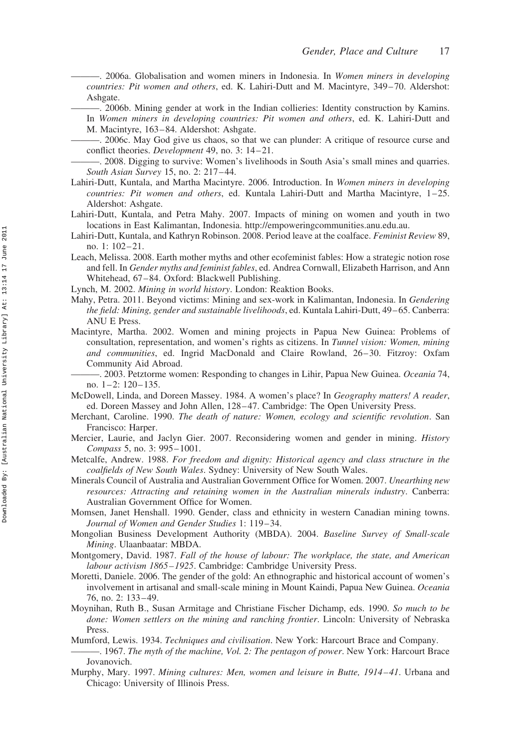———. 2006a. Globalisation and women miners in Indonesia. In *Women miners in developing countries: Pit women and others*, ed. K. Lahiri-Dutt and M. Macintyre, 349–70. Aldershot: Ashgate.

———. 2006b. Mining gender at work in the Indian collieries: Identity construction by Kamins. In *Women miners in developing countries: Pit women and others*, ed. K. Lahiri-Dutt and M. Macintyre, 163–84. Aldershot: Ashgate.

———. 2006c. May God give us chaos, so that we can plunder: A critique of resource curse and conflict theories. *Development* 49, no. 3: 14–21.

———. 2008. Digging to survive: Women's livelihoods in South Asia's small mines and quarries. *South Asian Survey* 15, no. 2: 217–44.

Lahiri-Dutt, Kuntala, and Martha Macintyre. 2006. Introduction. In *Women miners in developing countries: Pit women and others*, ed. Kuntala Lahiri-Dutt and Martha Macintyre, 1–25. Aldershot: Ashgate.

Lahiri-Dutt, Kuntala, and Petra Mahy. 2007. Impacts of mining on women and youth in two locations in East Kalimantan, Indonesia. http://empoweringcommunities.anu.edu.au.

Lahiri-Dutt, Kuntala, and Kathryn Robinson. 2008. Period leave at the coalface. *Feminist Review* 89, no. 1: 102–21.

Leach, Melissa. 2008. Earth mother myths and other ecofeminist fables: How a strategic notion rose and fell. In *Gender myths and feminist fables*, ed. Andrea Cornwall, Elizabeth Harrison, and Ann Whitehead, 67–84. Oxford: Blackwell Publishing.

Lynch, M. 2002. *Mining in world history*. London: Reaktion Books.

Mahy, Petra. 2011. Beyond victims: Mining and sex-work in Kalimantan, Indonesia. In *Gendering the field: Mining, gender and sustainable livelihoods*, ed. Kuntala Lahiri-Dutt, 49–65. Canberra: ANU E Press.

Macintyre, Martha. 2002. Women and mining projects in Papua New Guinea: Problems of consultation, representation, and women's rights as citizens. In *Tunnel vision: Women, mining and communities*, ed. Ingrid MacDonald and Claire Rowland, 26–30. Fitzroy: Oxfam Community Aid Abroad.

———. 2003. Petztorme women: Responding to changes in Lihir, Papua New Guinea. *Oceania* 74, no. 1–2: 120–135.

McDowell, Linda, and Doreen Massey. 1984. A women's place? In *Geography matters! A reader*, ed. Doreen Massey and John Allen, 128–47. Cambridge: The Open University Press.

Merchant, Caroline. 1990. *The death of nature: Women, ecology and scientific revolution*. San Francisco: Harper.

Mercier, Laurie, and Jaclyn Gier. 2007. Reconsidering women and gender in mining. *History Compass* 5, no. 3: 995–1001.

Metcalfe, Andrew. 1988. *For freedom and dignity: Historical agency and class structure in the coalfields of New South Wales*. Sydney: University of New South Wales.

Minerals Council of Australia and Australian Government Office for Women. 2007. *Unearthing new resources: Attracting and retaining women in the Australian minerals industry*. Canberra: Australian Government Office for Women.

Momsen, Janet Henshall. 1990. Gender, class and ethnicity in western Canadian mining towns. *Journal of Women and Gender Studies* 1: 119–34.

Mongolian Business Development Authority (MBDA). 2004. *Baseline Survey of Small-scale Mining*. Ulaanbaatar: MBDA.

Montgomery, David. 1987. *Fall of the house of labour: The workplace, the state, and American labour activism 1865–1925*. Cambridge: Cambridge University Press.

Moretti, Daniele. 2006. The gender of the gold: An ethnographic and historical account of women's involvement in artisanal and small-scale mining in Mount Kaindi, Papua New Guinea. *Oceania* 76, no. 2: 133–49.

Moynihan, Ruth B., Susan Armitage and Christiane Fischer Dichamp, eds. 1990. *So much to be done: Women settlers on the mining and ranching frontier*. Lincoln: University of Nebraska Press.

Mumford, Lewis. 1934. *Techniques and civilisation*. New York: Harcourt Brace and Company.

———. 1967. *The myth of the machine, Vol. 2: The pentagon of power*. New York: Harcourt Brace Jovanovich.

Murphy, Mary. 1997. *Mining cultures: Men, women and leisure in Butte, 1914–41*. Urbana and Chicago: University of Illinois Press.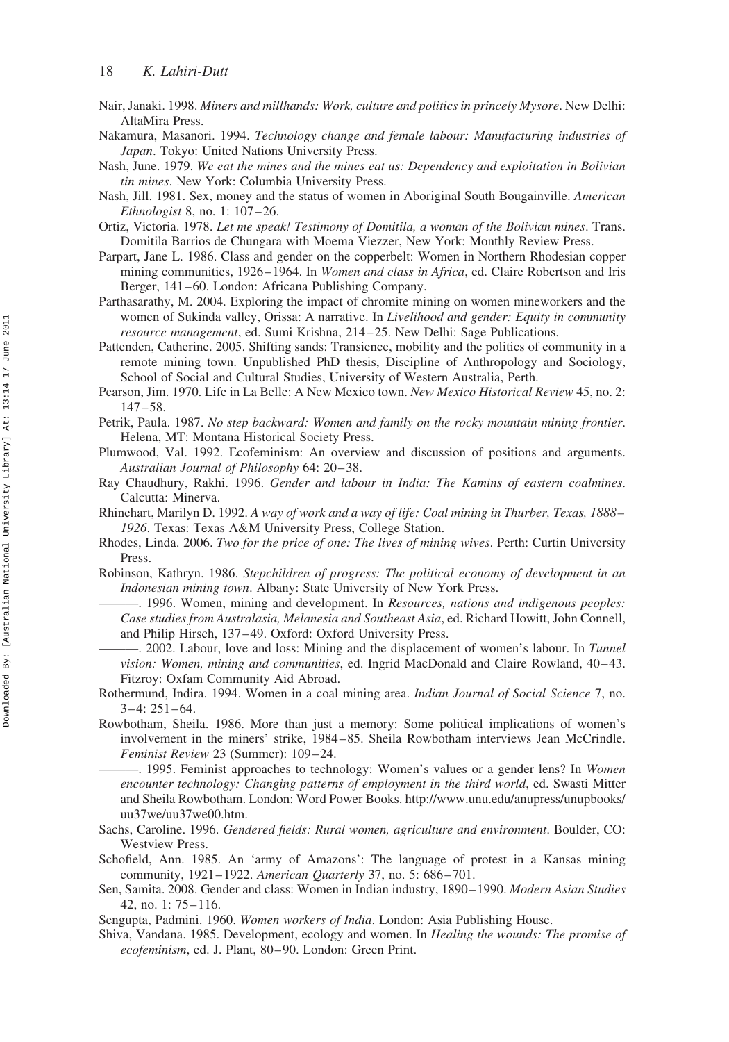Nair, Janaki. 1998. *Miners and millhands: Work, culture and politics in princely Mysore*. New Delhi: AltaMira Press.

Nakamura, Masanori. 1994. *Technology change and female labour: Manufacturing industries of Japan*. Tokyo: United Nations University Press.

Nash, June. 1979. *We eat the mines and the mines eat us: Dependency and exploitation in Bolivian tin mines*. New York: Columbia University Press.

Nash, Jill. 1981. Sex, money and the status of women in Aboriginal South Bougainville. *American Ethnologist* 8, no. 1: 107–26.

Ortiz, Victoria. 1978. *Let me speak! Testimony of Domitila, a woman of the Bolivian mines*. Trans. Domitila Barrios de Chungara with Moema Viezzer, New York: Monthly Review Press.

Parpart, Jane L. 1986. Class and gender on the copperbelt: Women in Northern Rhodesian copper mining communities, 1926–1964. In *Women and class in Africa*, ed. Claire Robertson and Iris Berger, 141–60. London: Africana Publishing Company.

Parthasarathy, M. 2004. Exploring the impact of chromite mining on women mineworkers and the women of Sukinda valley, Orissa: A narrative. In *Livelihood and gender: Equity in community resource management*, ed. Sumi Krishna, 214–25. New Delhi: Sage Publications.

Pattenden, Catherine. 2005. Shifting sands: Transience, mobility and the politics of community in a remote mining town. Unpublished PhD thesis, Discipline of Anthropology and Sociology, School of Social and Cultural Studies, University of Western Australia, Perth.

Pearson, Jim. 1970. Life in La Belle: A New Mexico town. *New Mexico Historical Review* 45, no. 2: 147–58.

Petrik, Paula. 1987. *No step backward: Women and family on the rocky mountain mining frontier*. Helena, MT: Montana Historical Society Press.

Plumwood, Val. 1992. Ecofeminism: An overview and discussion of positions and arguments. *Australian Journal of Philosophy* 64: 20–38.

Ray Chaudhury, Rakhi. 1996. *Gender and labour in India: The Kamins of eastern coalmines*. Calcutta: Minerva.

Rhinehart, Marilyn D. 1992. *A way of work and a way of life: Coal mining in Thurber, Texas, 1888–1926*. Texas: Texas A&M University Press, College Station.

Rhodes, Linda. 2006. *Two for the price of one: The lives of mining wives*. Perth: Curtin University Press.

Robinson, Kathryn. 1986. *Stepchildren of progress: The political economy of development in an Indonesian mining town*. Albany: State University of New York Press.

———. 1996. Women, mining and development. In *Resources, nations and indigenous peoples: Case studies from Australasia, Melanesia and Southeast Asia*, ed. Richard Howitt, John Connell, and Philip Hirsch, 137–49. Oxford: Oxford University Press.

———. 2002. Labour, love and loss: Mining and the displacement of women's labour. In *Tunnel vision: Women, mining and communities*, ed. Ingrid MacDonald and Claire Rowland, 40–43. Fitzroy: Oxfam Community Aid Abroad.

Rothermund, Indira. 1994. Women in a coal mining area. *Indian Journal of Social Science* 7, no. 3–4: 251–64.

Rowbotham, Sheila. 1986. More than just a memory: Some political implications of women's involvement in the miners' strike, 1984–85. Sheila Rowbotham interviews Jean McCrindle. *Feminist Review* 23 (Summer): 109–24.

———. 1995. Feminist approaches to technology: Women's values or a gender lens? In *Women encounter technology: Changing patterns of employment in the third world*, ed. Swasti Mitter and Sheila Rowbotham. London: Word Power Books. http://www.unu.edu/anupress/unupbooks/uu37we/uu37we00.htm.

Sachs, Caroline. 1996. *Gendered fields: Rural women, agriculture and environment*. Boulder, CO: Westview Press.

Schofield, Ann. 1985. An 'army of Amazons': The language of protest in a Kansas mining community, 1921–1922. *American Quarterly* 37, no. 5: 686–701.

Sen, Samita. 2008. Gender and class: Women in Indian industry, 1890–1990. *Modern Asian Studies* 42, no. 1: 75–116.

Sengupta, Padmini. 1960. *Women workers of India*. London: Asia Publishing House.

Shiva, Vandana. 1985. Development, ecology and women. In *Healing the wounds: The promise of ecofeminism*, ed. J. Plant, 80–90. London: Green Print.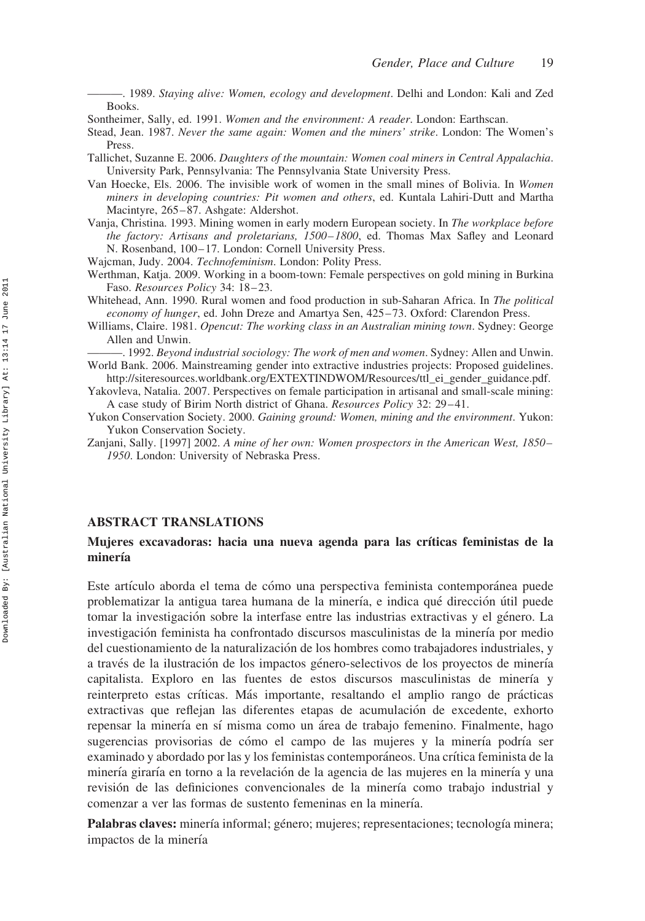———. 1989. *Staying alive: Women, ecology and development*. Delhi and London: Kali and Zed Books.

Sontheimer, Sally, ed. 1991. *Women and the environment: A reader*. London: Earthscan.

Stead, Jean. 1987. *Never the same again: Women and the miners' strike*. London: The Women's Press.

Tallichet, Suzanne E. 2006. *Daughters of the mountain: Women coal miners in Central Appalachia*. University Park, Pennsylvania: The Pennsylvania State University Press.

Van Hoecke, Els. 2006. The invisible work of women in the small mines of Bolivia. In *Women miners in developing countries: Pit women and others*, ed. Kuntala Lahiri-Dutt and Martha Macintyre, 265–87. Ashgate: Aldershot.

Vanja, Christina. 1993. Mining women in early modern European society. In *The workplace before the factory: Artisans and proletarians, 1500–1800*, ed. Thomas Max Safley and Leonard N. Rosenband, 100–17. London: Cornell University Press.

Wajcman, Judy. 2004. *Technofeminism*. London: Polity Press.

Werthman, Katja. 2009. Working in a boom-town: Female perspectives on gold mining in Burkina Faso. *Resources Policy* 34: 18–23.

Whitehead, Ann. 1990. Rural women and food production in sub-Saharan Africa. In *The political economy of hunger*, ed. John Dreze and Amartya Sen, 425–73. Oxford: Clarendon Press.

Williams, Claire. 1981. *Opencut: The working class in an Australian mining town*. Sydney: George Allen and Unwin.

———. 1992. *Beyond industrial sociology: The work of men and women*. Sydney: Allen and Unwin.

World Bank. 2006. Mainstreaming gender into extractive industries projects: Proposed guidelines. http://siteresources.worldbank.org/EXTEXTINDWOM/Resources/ttl_ei_gender_guidance.pdf.

Yakovleva, Natalia. 2007. Perspectives on female participation in artisanal and small-scale mining: A case study of Birim North district of Ghana. *Resources Policy* 32: 29–41.

Yukon Conservation Society. 2000. *Gaining ground: Women, mining and the environment*. Yukon: Yukon Conservation Society.

Zanjani, Sally. [1997] 2002. *A mine of her own: Women prospectors in the American West, 1850–1950*. London: University of Nebraska Press.

## ABSTRACT TRANSLATIONS

### Mujeres excavadoras: hacia una nueva agenda para las críticas feministas de la minería

Este artículo aborda el tema de cómo una perspectiva feminista contemporánea puede problematizar la antigua tarea humana de la minería, e indica qué dirección útil puede tomar la investigación sobre la interfase entre las industrias extractivas y el género. La investigación feminista ha confrontado discursos masculinistas de la minería por medio del cuestionamiento de la naturalización de los hombres como trabajadores industriales, y a través de la ilustración de los impactos género-selectivos de los proyectos de minería capitalista. Exploro en las fuentes de estos discursos masculinistas de minería y reinterpreto estas críticas. Más importante, resaltando el amplio rango de prácticas extractivas que reflejan las diferentes etapas de acumulación de excedente, exhorto repensar la minería en sí misma como un área de trabajo femenino. Finalmente, hago sugerencias provisorias de cómo el campo de las mujeres y la minería podría ser examinado y abordado por las y los feministas contemporáneos. Una crítica feminista de la minería giraría en torno a la revelación de la agencia de las mujeres en la minería y una revisión de las definiciones convencionales de la minería como trabajo industrial y comenzar a ver las formas de sustento femeninas en la minería.

**Palabras claves:** minería informal; género; mujeres; representaciones; tecnología minera; impactos de la minería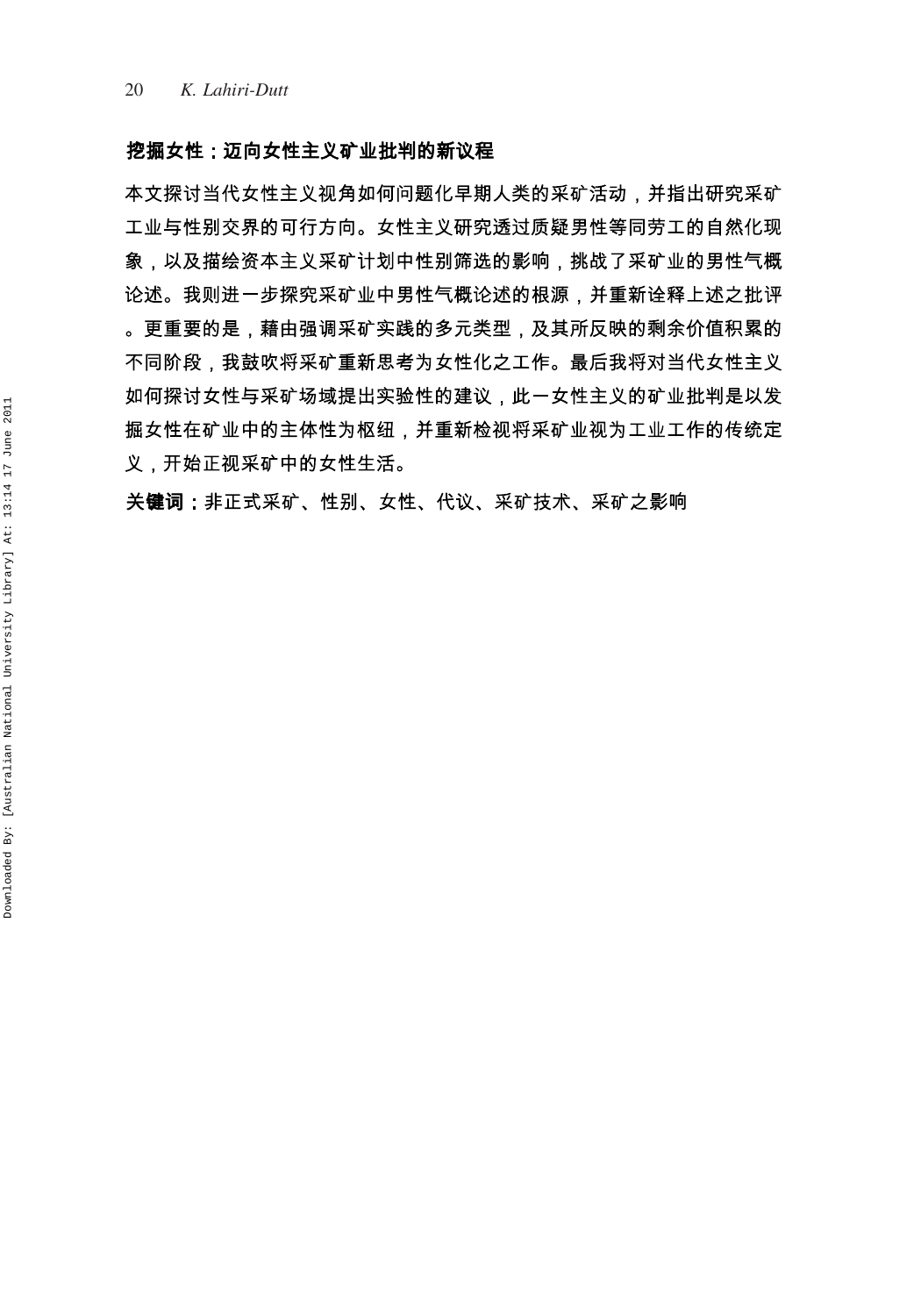## 挖掘女性：迈向女性主义矿业批判的新议程

本文探讨当代女性主义视角如何问题化早期人类的采矿活动，并指出研究采矿工业与性别交界的可行方向。女性主义研究透过质疑男性等同劳工的自然化现象，以及描绘资本主义采矿计划中性别筛选的影响，挑战了采矿业的男性气概论述。我则进一步探究采矿业中男性气概论述的根源，并重新诠释上述之批评。更重要的是，藉由强调采矿实践的多元类型，及其所反映的剩余价值积累的不同阶段，我鼓吹将采矿重新思考为女性化之工作。最后我将对当代女性主义如何探讨女性与采矿场域提出实验性的建议，此一女性主义的矿业批判是以发掘女性在矿业中的主体性为枢纽，并重新检视将采矿业视为工业工作的传统定义，开始正视采矿中的女性生活。

**关键词：** 非正式采矿、性别、女性、代议、采矿技术、采矿之影响